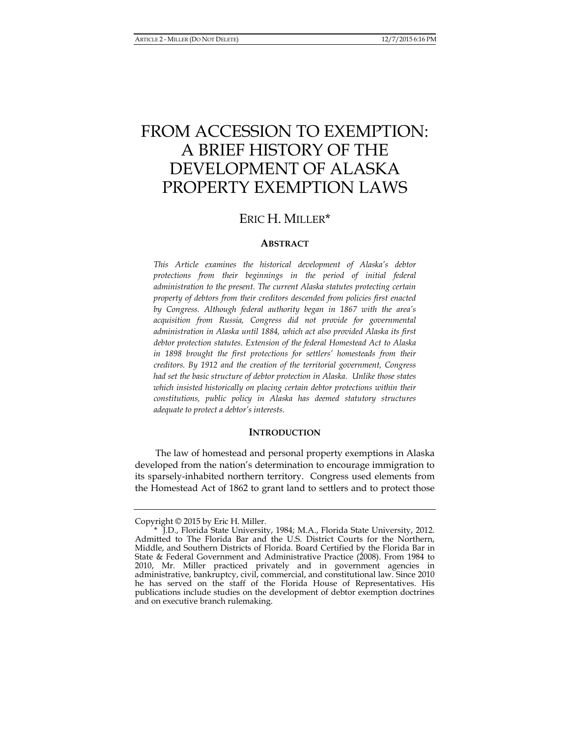# FROM ACCESSION TO EXEMPTION: A BRIEF HISTORY OF THE DEVELOPMENT OF ALASKA PROPERTY EXEMPTION LAWS

ERIC H. MILLER*

## ABSTRACT

*This Article examines the historical development of Alaska's debtor protections from their beginnings in the period of initial federal administration to the present. The current Alaska statutes protecting certain property of debtors from their creditors descended from policies first enacted by Congress. Although federal authority began in 1867 with the area's acquisition from Russia, Congress did not provide for governmental administration in Alaska until 1884, which act also provided Alaska its first debtor protection statutes. Extension of the federal Homestead Act to Alaska in 1898 brought the first protections for settlers' homesteads from their creditors. By 1912 and the creation of the territorial government, Congress had set the basic structure of debtor protection in Alaska. Unlike those states which insisted historically on placing certain debtor protections within their constitutions, public policy in Alaska has deemed statutory structures adequate to protect a debtor's interests.*

## INTRODUCTION

The law of homestead and personal property exemptions in Alaska developed from the nation's determination to encourage immigration to its sparsely-inhabited northern territory. Congress used elements from the Homestead Act of 1862 to grant land to settlers and to protect those

---

Copyright © 2015 by Eric H. Miller.

\* J.D., Florida State University, 1984; M.A., Florida State University, 2012. Admitted to The Florida Bar and the U.S. District Courts for the Northern, Middle, and Southern Districts of Florida. Board Certified by the Florida Bar in State & Federal Government and Administrative Practice (2008). From 1984 to 2010, Mr. Miller practiced privately and in government agencies in administrative, bankruptcy, civil, commercial, and constitutional law. Since 2010 he has served on the staff of the Florida House of Representatives. His publications include studies on the development of debtor exemption doctrines and on executive branch rulemaking.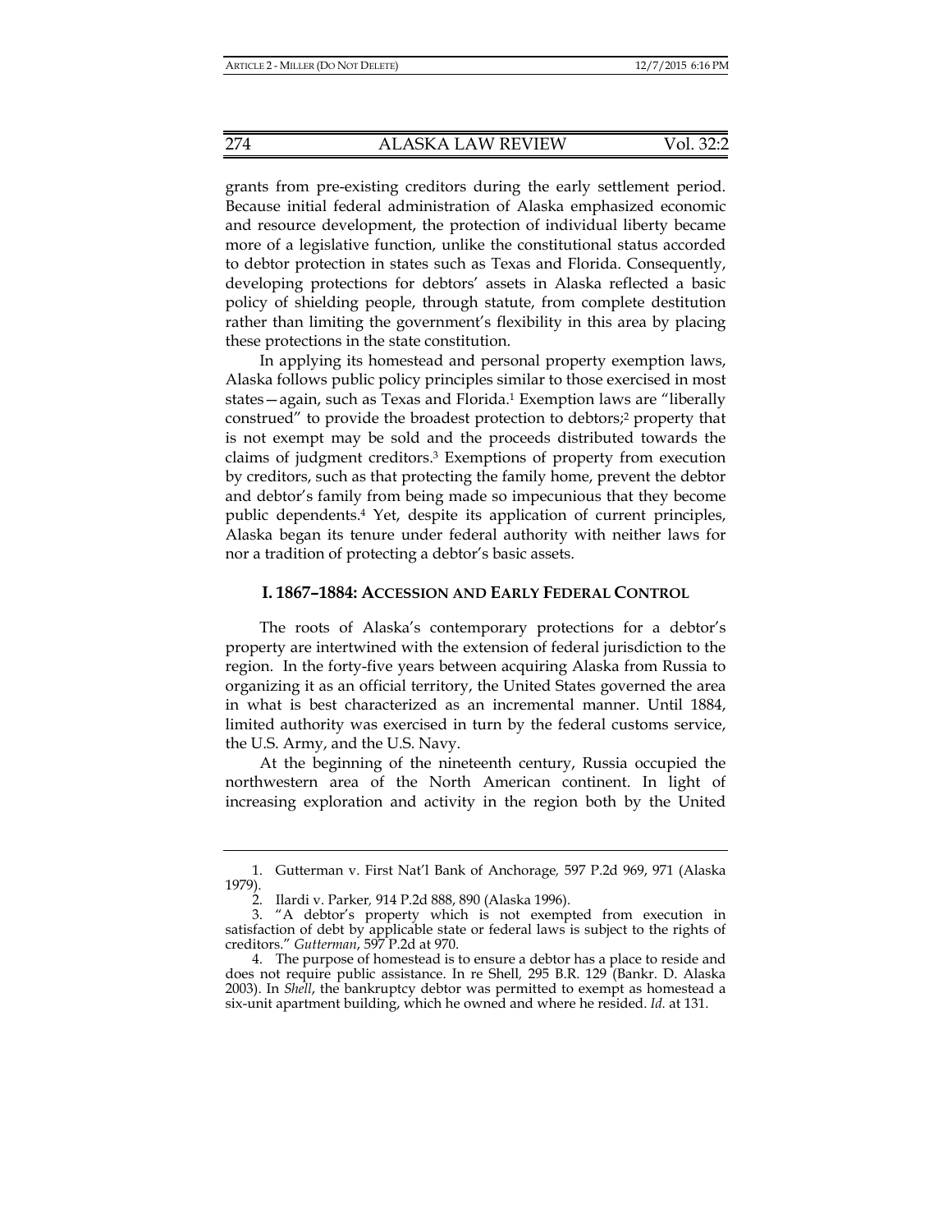grants from pre-existing creditors during the early settlement period. Because initial federal administration of Alaska emphasized economic and resource development, the protection of individual liberty became more of a legislative function, unlike the constitutional status accorded to debtor protection in states such as Texas and Florida. Consequently, developing protections for debtors' assets in Alaska reflected a basic policy of shielding people, through statute, from complete destitution rather than limiting the government's flexibility in this area by placing these protections in the state constitution.

In applying its homestead and personal property exemption laws, Alaska follows public policy principles similar to those exercised in most states—again, such as Texas and Florida.[1] Exemption laws are "liberally construed" to provide the broadest protection to debtors;[2] property that is not exempt may be sold and the proceeds distributed towards the claims of judgment creditors.[3] Exemptions of property from execution by creditors, such as that protecting the family home, prevent the debtor and debtor's family from being made so impecunious that they become public dependents.[4] Yet, despite its application of current principles, Alaska began its tenure under federal authority with neither laws for nor a tradition of protecting a debtor's basic assets.

## I. 1867–1884: ACCESSION AND EARLY FEDERAL CONTROL

The roots of Alaska's contemporary protections for a debtor's property are intertwined with the extension of federal jurisdiction to the region. In the forty-five years between acquiring Alaska from Russia to organizing it as an official territory, the United States governed the area in what is best characterized as an incremental manner. Until 1884, limited authority was exercised in turn by the federal customs service, the U.S. Army, and the U.S. Navy.

At the beginning of the nineteenth century, Russia occupied the northwestern area of the North American continent. In light of increasing exploration and activity in the region both by the United

---

1. Gutterman v. First Nat'l Bank of Anchorage, 597 P.2d 969, 971 (Alaska 1979).

2. Ilardi v. Parker, 914 P.2d 888, 890 (Alaska 1996).

3. "A debtor's property which is not exempted from execution in satisfaction of debt by applicable state or federal laws is subject to the rights of creditors." *Gutterman*, 597 P.2d at 970.

4. The purpose of homestead is to ensure a debtor has a place to reside and does not require public assistance. In re Shell, 295 B.R. 129 (Bankr. D. Alaska 2003). In *Shell*, the bankruptcy debtor was permitted to exempt as homestead a six-unit apartment building, which he owned and where he resided. *Id.* at 131.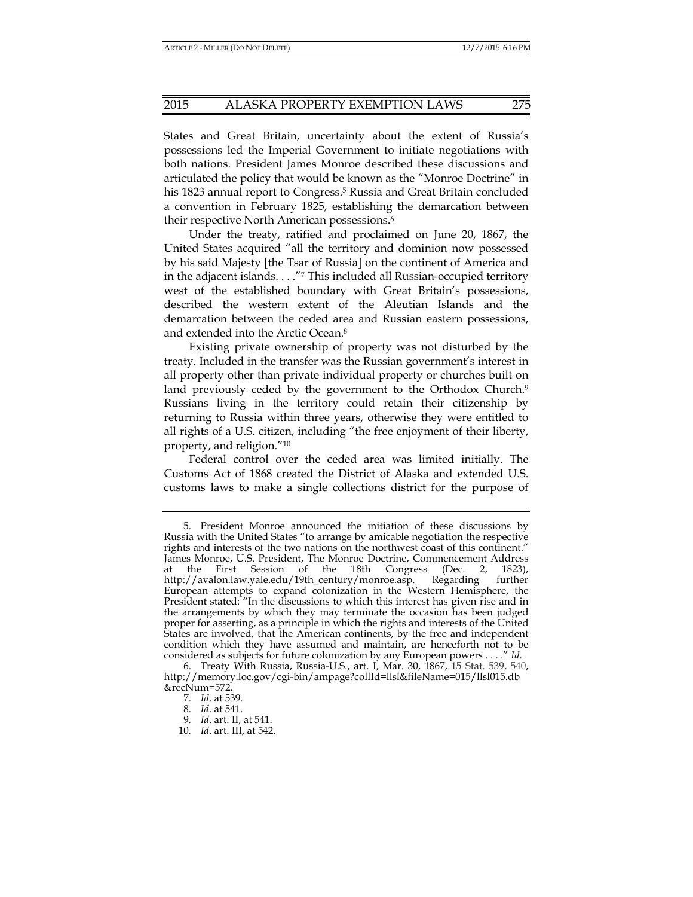States and Great Britain, uncertainty about the extent of Russia's possessions led the Imperial Government to initiate negotiations with both nations. President James Monroe described these discussions and articulated the policy that would be known as the "Monroe Doctrine" in his 1823 annual report to Congress.[5] Russia and Great Britain concluded a convention in February 1825, establishing the demarcation between their respective North American possessions.[6]

Under the treaty, ratified and proclaimed on June 20, 1867, the United States acquired "all the territory and dominion now possessed by his said Majesty [the Tsar of Russia] on the continent of America and in the adjacent islands. . . ."[7] This included all Russian-occupied territory west of the established boundary with Great Britain's possessions, described the western extent of the Aleutian Islands and the demarcation between the ceded area and Russian eastern possessions, and extended into the Arctic Ocean.[8]

Existing private ownership of property was not disturbed by the treaty. Included in the transfer was the Russian government's interest in all property other than private individual property or churches built on land previously ceded by the government to the Orthodox Church.[9] Russians living in the territory could retain their citizenship by returning to Russia within three years, otherwise they were entitled to all rights of a U.S. citizen, including "the free enjoyment of their liberty, property, and religion."[10]

Federal control over the ceded area was limited initially. The Customs Act of 1868 created the District of Alaska and extended U.S. customs laws to make a single collections district for the purpose of

---

5. President Monroe announced the initiation of these discussions by Russia with the United States "to arrange by amicable negotiation the respective rights and interests of the two nations on the northwest coast of this continent." James Monroe, U.S. President, The Monroe Doctrine, Commencement Address at the First Session of the 18th Congress (Dec. 2, 1823), http://avalon.law.yale.edu/19th_century/monroe.asp. Regarding further European attempts to expand colonization in the Western Hemisphere, the President stated: "In the discussions to which this interest has given rise and in the arrangements by which they may terminate the occasion has been judged proper for asserting, as a principle in which the rights and interests of the United States are involved, that the American continents, by the free and independent condition which they have assumed and maintain, are henceforth not to be considered as subjects for future colonization by any European powers . . . ." *Id.*

6. Treaty With Russia, Russia-U.S., art. I, Mar. 30, 1867, 15 Stat. 539, 540, http://memory.loc.gov/cgi-bin/ampage?collId=llsl&fileName=015/llsl015.db&recNum=572.

7. *Id*. at 539.

8. *Id*. at 541.

9. *Id*. art. II, at 541.

10. *Id*. art. III, at 542.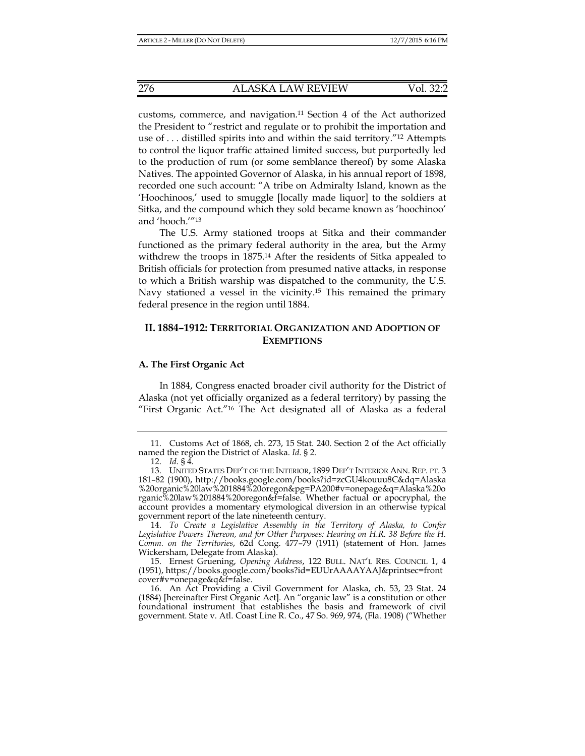customs, commerce, and navigation.[11] Section 4 of the Act authorized the President to "restrict and regulate or to prohibit the importation and use of . . . distilled spirits into and within the said territory."[12] Attempts to control the liquor traffic attained limited success, but purportedly led to the production of rum (or some semblance thereof) by some Alaska Natives. The appointed Governor of Alaska, in his annual report of 1898, recorded one such account: "A tribe on Admiralty Island, known as the 'Hoochinoos,' used to smuggle [locally made liquor] to the soldiers at Sitka, and the compound which they sold became known as 'hoochinoo' and 'hooch.'"[13]

The U.S. Army stationed troops at Sitka and their commander functioned as the primary federal authority in the area, but the Army withdrew the troops in 1875.[14] After the residents of Sitka appealed to British officials for protection from presumed native attacks, in response to which a British warship was dispatched to the community, the U.S. Navy stationed a vessel in the vicinity.[15] This remained the primary federal presence in the region until 1884.

## II. 1884–1912: TERRITORIAL ORGANIZATION AND ADOPTION OF EXEMPTIONS

### A. The First Organic Act

In 1884, Congress enacted broader civil authority for the District of Alaska (not yet officially organized as a federal territory) by passing the "First Organic Act."[16] The Act designated all of Alaska as a federal

---

11. Customs Act of 1868, ch. 273, 15 Stat. 240. Section 2 of the Act officially named the region the District of Alaska. *Id.* § 2.

12. *Id.* § 4.

13. UNITED STATES DEP'T OF THE INTERIOR, 1899 DEP'T INTERIOR ANN. REP. PT. 3 181–82 (1900), http://books.google.com/books?id=zcGU4kouuu8C&dq=Alaska%20organic%20law%201884%20oregon&pg=PA200#v=onepage&q=Alaska%20organic%20law%201884%20oregon&f=false. Whether factual or apocryphal, the account provides a momentary etymological diversion in an otherwise typical government report of the late nineteenth century.

14. *To Create a Legislative Assembly in the Territory of Alaska, to Confer Legislative Powers Thereon, and for Other Purposes: Hearing on H.R. 38 Before the H. Comm. on the Territories*, 62d Cong. 477–79 (1911) (statement of Hon. James Wickersham, Delegate from Alaska).

15. Ernest Gruening, *Opening Address*, 122 BULL. NAT'L RES. COUNCIL 1, 4 (1951), https://books.google.com/books?id=EUUrAAAAYAAJ&printsec=frontcover#v=onepage&q&f=false.

16. An Act Providing a Civil Government for Alaska, ch. 53, 23 Stat. 24 (1884) [hereinafter First Organic Act]. An "organic law" is a constitution or other foundational instrument that establishes the basis and framework of civil government. State v. Atl. Coast Line R. Co., 47 So. 969, 974, (Fla. 1908) ("Whether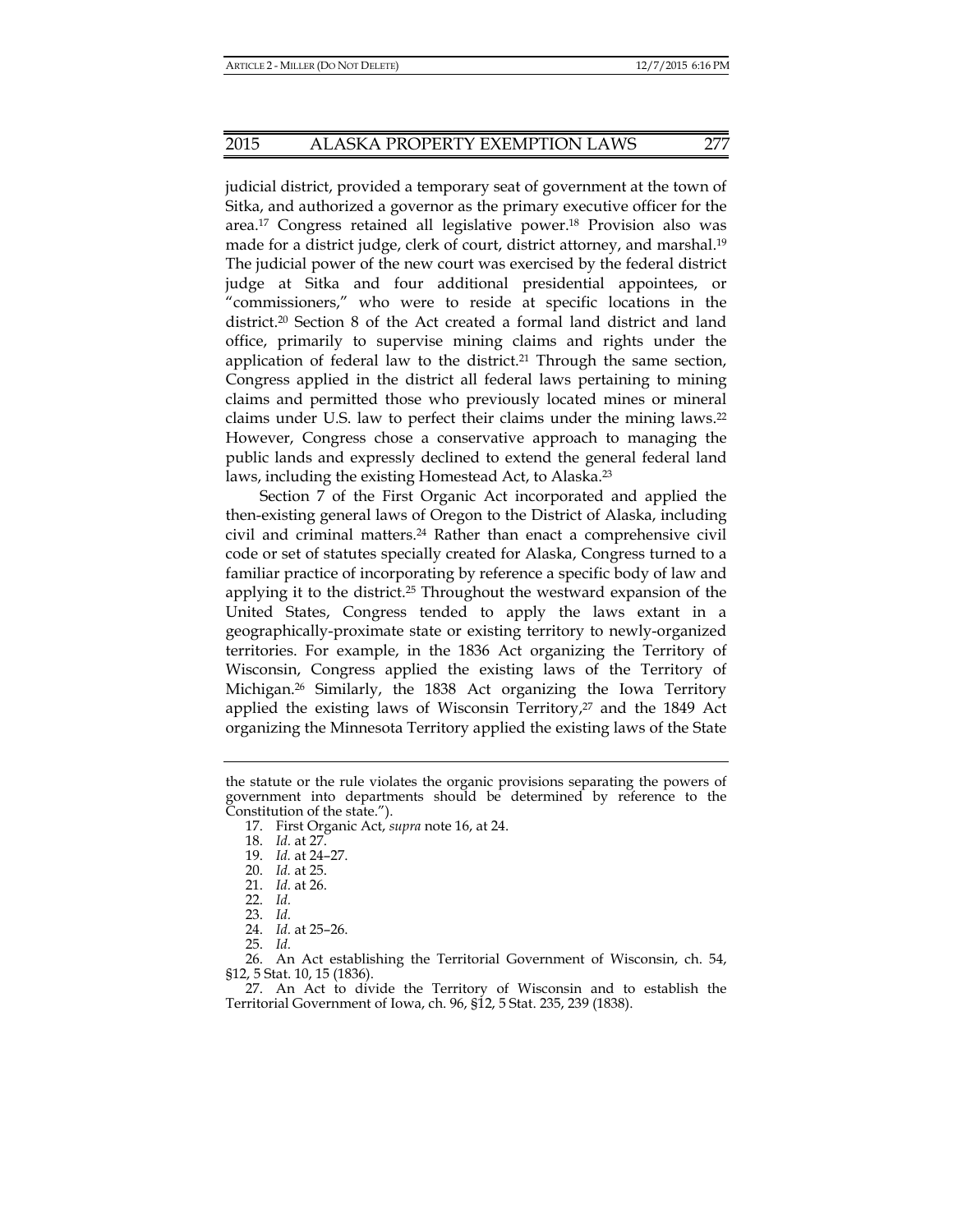judicial district, provided a temporary seat of government at the town of Sitka, and authorized a governor as the primary executive officer for the area.[17] Congress retained all legislative power.[18] Provision also was made for a district judge, clerk of court, district attorney, and marshal.[19] The judicial power of the new court was exercised by the federal district judge at Sitka and four additional presidential appointees, or "commissioners," who were to reside at specific locations in the district.[20] Section 8 of the Act created a formal land district and land office, primarily to supervise mining claims and rights under the application of federal law to the district.[21] Through the same section, Congress applied in the district all federal laws pertaining to mining claims and permitted those who previously located mines or mineral claims under U.S. law to perfect their claims under the mining laws.[22] However, Congress chose a conservative approach to managing the public lands and expressly declined to extend the general federal land laws, including the existing Homestead Act, to Alaska.[23]

Section 7 of the First Organic Act incorporated and applied the then-existing general laws of Oregon to the District of Alaska, including civil and criminal matters.[24] Rather than enact a comprehensive civil code or set of statutes specially created for Alaska, Congress turned to a familiar practice of incorporating by reference a specific body of law and applying it to the district.[25] Throughout the westward expansion of the United States, Congress tended to apply the laws extant in a geographically-proximate state or existing territory to newly-organized territories. For example, in the 1836 Act organizing the Territory of Wisconsin, Congress applied the existing laws of the Territory of Michigan.[26] Similarly, the 1838 Act organizing the Iowa Territory applied the existing laws of Wisconsin Territory,[27] and the 1849 Act organizing the Minnesota Territory applied the existing laws of the State

---

the statute or the rule violates the organic provisions separating the powers of government into departments should be determined by reference to the Constitution of the state.").

17. First Organic Act, *supra* note 16, at 24.

18. *Id.* at 27.

19. *Id.* at 24–27.

20. *Id.* at 25.

21. *Id.* at 26.

22. *Id.*

23. *Id.*

24. *Id.* at 25–26.

25. *Id.*

26. An Act establishing the Territorial Government of Wisconsin, ch. 54, §12, 5 Stat. 10, 15 (1836).

27. An Act to divide the Territory of Wisconsin and to establish the Territorial Government of Iowa, ch. 96, §12, 5 Stat. 235, 239 (1838).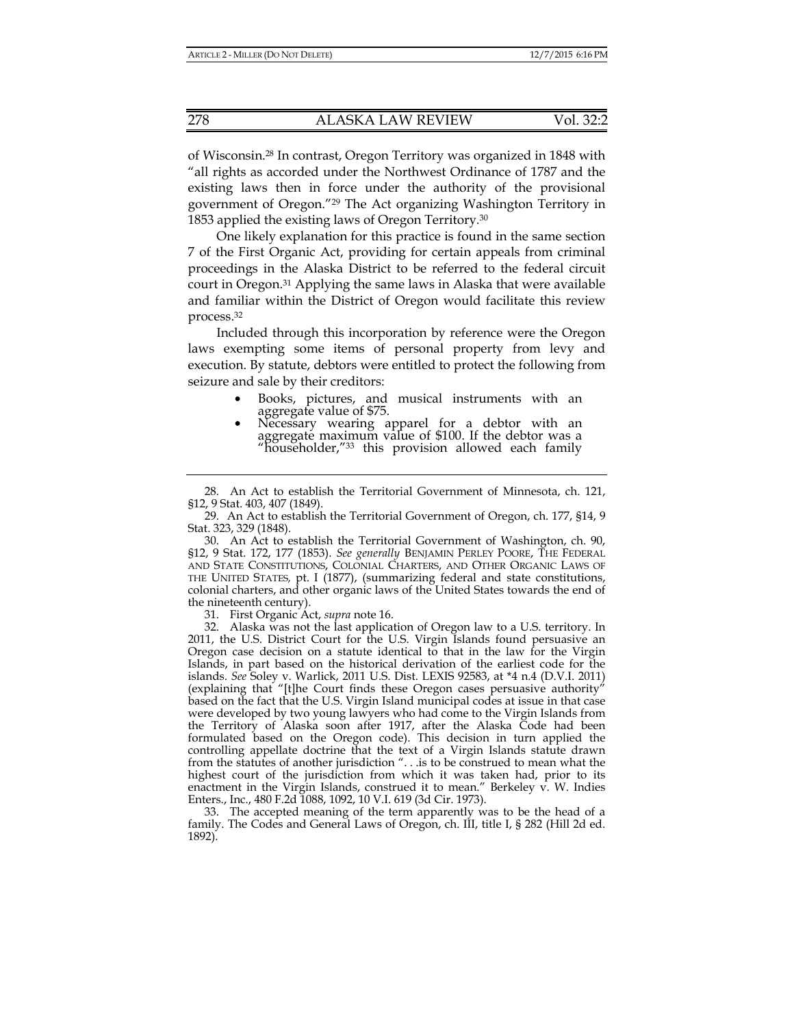of Wisconsin.[28] In contrast, Oregon Territory was organized in 1848 with "all rights as accorded under the Northwest Ordinance of 1787 and the existing laws then in force under the authority of the provisional government of Oregon."[29] The Act organizing Washington Territory in 1853 applied the existing laws of Oregon Territory.[30]

One likely explanation for this practice is found in the same section 7 of the First Organic Act, providing for certain appeals from criminal proceedings in the Alaska District to be referred to the federal circuit court in Oregon.[31] Applying the same laws in Alaska that were available and familiar within the District of Oregon would facilitate this review process.[32]

Included through this incorporation by reference were the Oregon laws exempting some items of personal property from levy and execution. By statute, debtors were entitled to protect the following from seizure and sale by their creditors:

- Books, pictures, and musical instruments with an aggregate value of $75.
- Necessary wearing apparel for a debtor with an aggregate maximum value of $100. If the debtor was a "householder,"[33] this provision allowed each family

---

28. An Act to establish the Territorial Government of Minnesota, ch. 121, §12, 9 Stat. 403, 407 (1849).

29. An Act to establish the Territorial Government of Oregon, ch. 177, §14, 9 Stat. 323, 329 (1848).

30. An Act to establish the Territorial Government of Washington, ch. 90, §12, 9 Stat. 172, 177 (1853). *See generally* BENJAMIN PERLEY POORE, THE FEDERAL AND STATE CONSTITUTIONS, COLONIAL CHARTERS, AND OTHER ORGANIC LAWS OF THE UNITED STATES*,* pt. I (1877), (summarizing federal and state constitutions, colonial charters, and other organic laws of the United States towards the end of the nineteenth century).

31. First Organic Act, *supra* note 16.

32. Alaska was not the last application of Oregon law to a U.S. territory. In 2011, the U.S. District Court for the U.S. Virgin Islands found persuasive an Oregon case decision on a statute identical to that in the law for the Virgin Islands, in part based on the historical derivation of the earliest code for the islands. *See* Soley v. Warlick, 2011 U.S. Dist. LEXIS 92583, at *4 n.4 (D.V.I. 2011) (explaining that "[t]he Court finds these Oregon cases persuasive authority" based on the fact that the U.S. Virgin Island municipal codes at issue in that case were developed by two young lawyers who had come to the Virgin Islands from the Territory of Alaska soon after 1917, after the Alaska Code had been formulated based on the Oregon code). This decision in turn applied the controlling appellate doctrine that the text of a Virgin Islands statute drawn from the statutes of another jurisdiction ". . .is to be construed to mean what the highest court of the jurisdiction from which it was taken had, prior to its enactment in the Virgin Islands, construed it to mean." Berkeley v. W. Indies Enters., Inc., 480 F.2d 1088, 1092, 10 V.I. 619 (3d Cir. 1973).

33. The accepted meaning of the term apparently was to be the head of a family. The Codes and General Laws of Oregon, ch. III, title I, § 282 (Hill 2d ed. 1892).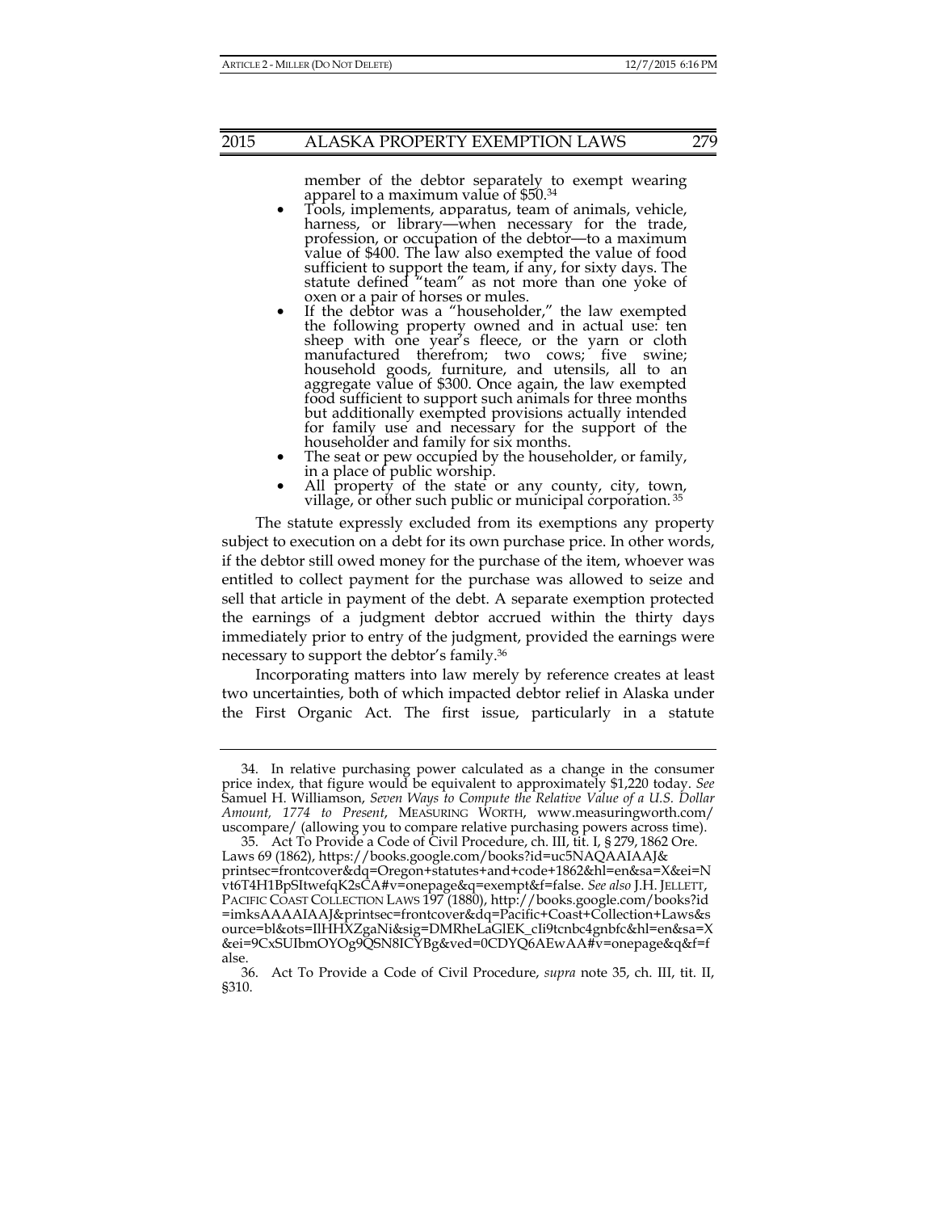member of the debtor separately to exempt wearing apparel to a maximum value of $50.[34]

- Tools, implements, apparatus, team of animals, vehicle, harness, or library—when necessary for the trade, profession, or occupation of the debtor—to a maximum value of $400. The law also exempted the value of food sufficient to support the team, if any, for sixty days. The statute defined "team" as not more than one yoke of oxen or a pair of horses or mules.
- If the debtor was a "householder," the law exempted the following property owned and in actual use: ten sheep with one year's fleece, or the yarn or cloth manufactured therefrom; two cows; five swine; household goods, furniture, and utensils, all to an aggregate value of $300. Once again, the law exempted food sufficient to support such animals for three months but additionally exempted provisions actually intended for family use and necessary for the support of the householder and family for six months.
- The seat or pew occupied by the householder, or family, in a place of public worship.
- All property of the state or any county, city, town, village, or other such public or municipal corporation.[35]

The statute expressly excluded from its exemptions any property subject to execution on a debt for its own purchase price. In other words, if the debtor still owed money for the purchase of the item, whoever was entitled to collect payment for the purchase was allowed to seize and sell that article in payment of the debt. A separate exemption protected the earnings of a judgment debtor accrued within the thirty days immediately prior to entry of the judgment, provided the earnings were necessary to support the debtor's family.[36]

Incorporating matters into law merely by reference creates at least two uncertainties, both of which impacted debtor relief in Alaska under the First Organic Act. The first issue, particularly in a statute

---

34. In relative purchasing power calculated as a change in the consumer price index, that figure would be equivalent to approximately $1,220 today. *See* Samuel H. Williamson, *Seven Ways to Compute the Relative Value of a U.S. Dollar Amount, 1774 to Present*, MEASURING WORTH, www.measuringworth.com/uscompare/ (allowing you to compare relative purchasing powers across time).

35. Act To Provide a Code of Civil Procedure, ch. III, tit. I, § 279, 1862 Ore. Laws 69 (1862), https://books.google.com/books?id=uc5NAQAAIAAJ&printsec=frontcover&dq=Oregon+statutes+and+code+1862&hl=en&sa=X&ei=Nvt6T4H1BpSItwefqK2sCA#v=onepage&q=exempt&f=false. *See also* J.H. JELLETT, PACIFIC COAST COLLECTION LAWS 197 (1880), http://books.google.com/books?id=imksAAAAIAAJ&printsec=frontcover&dq=Pacific+Coast+Collection+Laws&source=bl&ots=IlHHXZgaNi&sig=DMRheLaGlEK_cIi9tcnbc4gnbfc&hl=en&sa=X&ei=9CxSUIbmOYOg9QSN8ICYBg&ved=0CDYQ6AEwAA#v=onepage&q&f=false.

36. Act To Provide a Code of Civil Procedure, *supra* note 35, ch. III, tit. II, §310.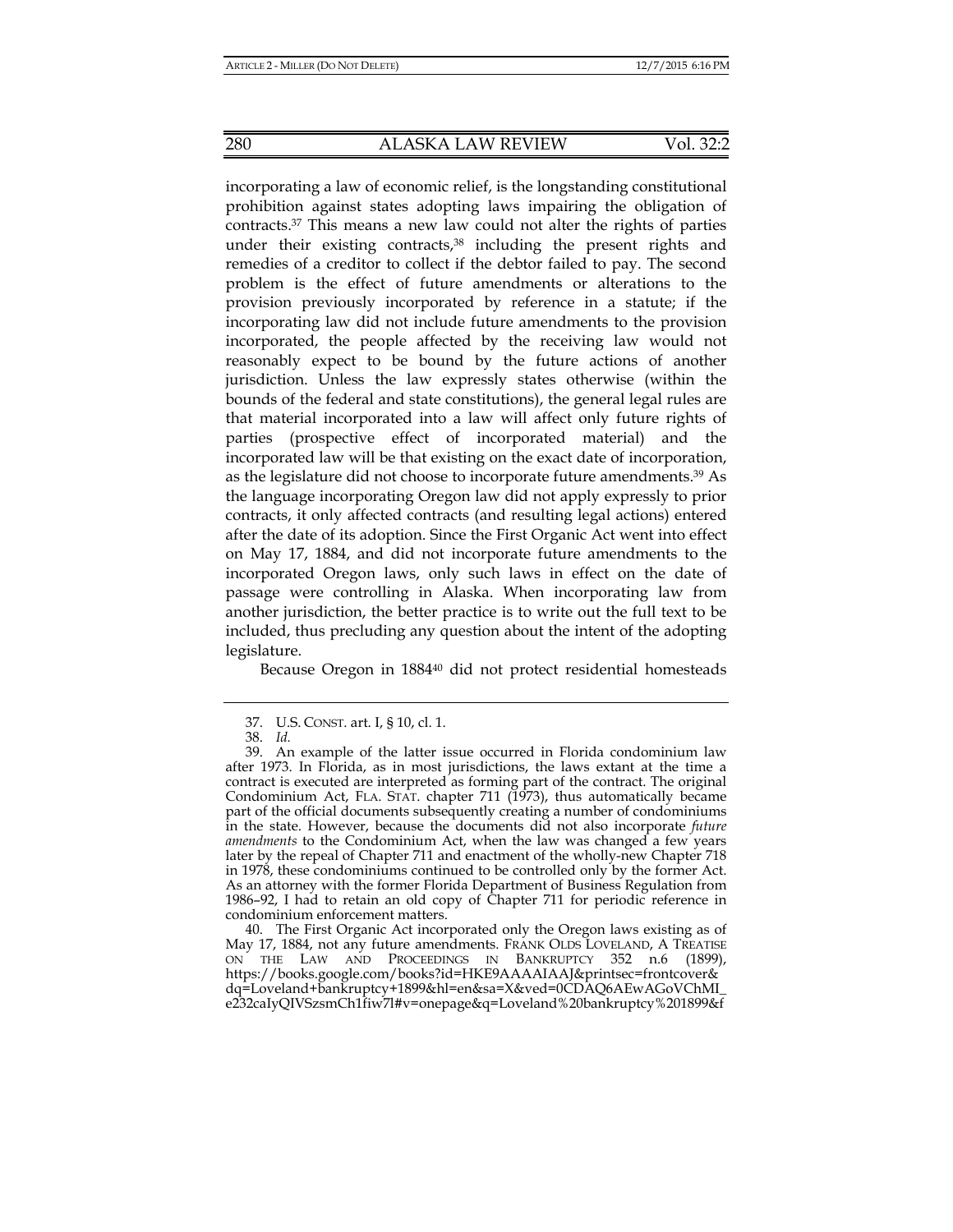incorporating a law of economic relief, is the longstanding constitutional prohibition against states adopting laws impairing the obligation of contracts.[37] This means a new law could not alter the rights of parties under their existing contracts,[38] including the present rights and remedies of a creditor to collect if the debtor failed to pay. The second problem is the effect of future amendments or alterations to the provision previously incorporated by reference in a statute; if the incorporating law did not include future amendments to the provision incorporated, the people affected by the receiving law would not reasonably expect to be bound by the future actions of another jurisdiction. Unless the law expressly states otherwise (within the bounds of the federal and state constitutions), the general legal rules are that material incorporated into a law will affect only future rights of parties (prospective effect of incorporated material) and the incorporated law will be that existing on the exact date of incorporation, as the legislature did not choose to incorporate future amendments.[39] As the language incorporating Oregon law did not apply expressly to prior contracts, it only affected contracts (and resulting legal actions) entered after the date of its adoption. Since the First Organic Act went into effect on May 17, 1884, and did not incorporate future amendments to the incorporated Oregon laws, only such laws in effect on the date of passage were controlling in Alaska. When incorporating law from another jurisdiction, the better practice is to write out the full text to be included, thus precluding any question about the intent of the adopting legislature.

Because Oregon in 1884[40] did not protect residential homesteads

---

37. U.S. CONST. art. I, § 10, cl. 1.

38. *Id.*

39. An example of the latter issue occurred in Florida condominium law after 1973. In Florida, as in most jurisdictions, the laws extant at the time a contract is executed are interpreted as forming part of the contract. The original Condominium Act, FLA. STAT. chapter 711 (1973), thus automatically became part of the official documents subsequently creating a number of condominiums in the state. However, because the documents did not also incorporate *future amendments* to the Condominium Act, when the law was changed a few years later by the repeal of Chapter 711 and enactment of the wholly-new Chapter 718 in 1978, these condominiums continued to be controlled only by the former Act. As an attorney with the former Florida Department of Business Regulation from 1986–92, I had to retain an old copy of Chapter 711 for periodic reference in condominium enforcement matters.

40. The First Organic Act incorporated only the Oregon laws existing as of May 17, 1884, not any future amendments. FRANK OLDS LOVELAND, A TREATISE ON THE LAW AND PROCEEDINGS IN BANKRUPTCY 352 n.6 (1899), https://books.google.com/books?id=HKE9AAAAIAAJ&printsec=frontcover&dq=Loveland+bankruptcy+1899&hl=en&sa=X&ved=0CDAQ6AEwAGoVChMI_e232caIyQIVSzsmCh1fiw7l#v=onepage&q=Loveland%20bankruptcy%201899&f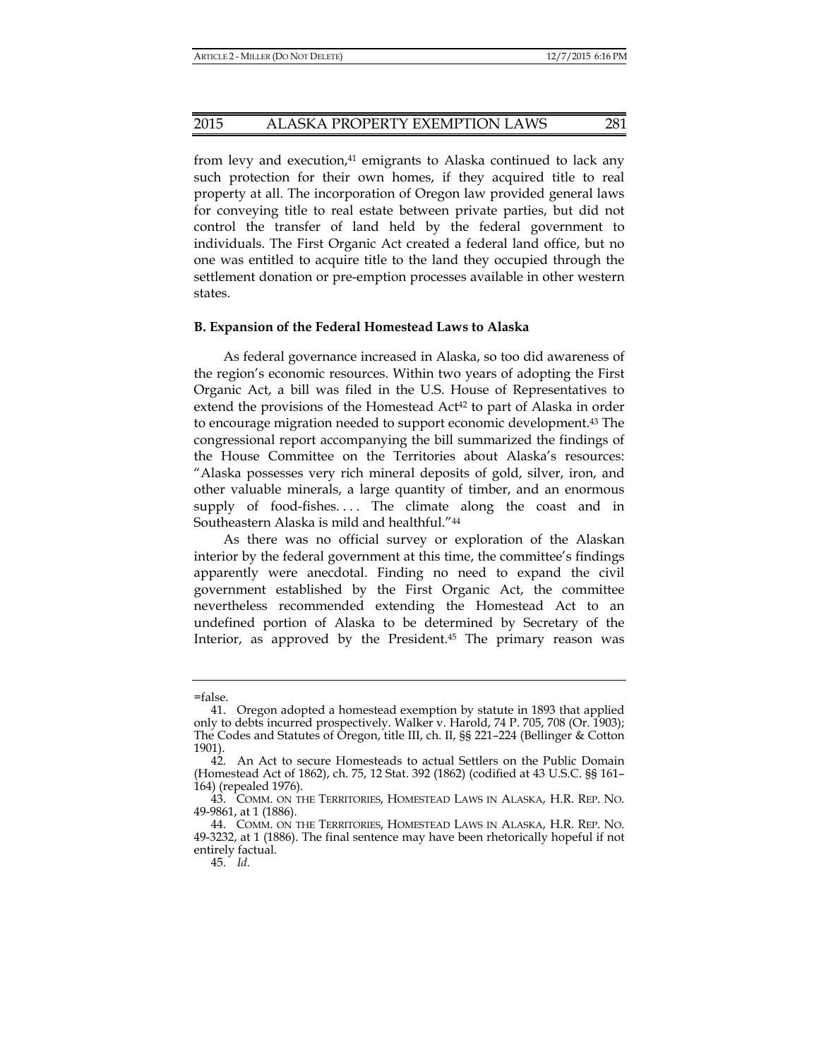from levy and execution,[41] emigrants to Alaska continued to lack any such protection for their own homes, if they acquired title to real property at all. The incorporation of Oregon law provided general laws for conveying title to real estate between private parties, but did not control the transfer of land held by the federal government to individuals. The First Organic Act created a federal land office, but no one was entitled to acquire title to the land they occupied through the settlement donation or pre-emption processes available in other western states.

### B. Expansion of the Federal Homestead Laws to Alaska

As federal governance increased in Alaska, so too did awareness of the region's economic resources. Within two years of adopting the First Organic Act, a bill was filed in the U.S. House of Representatives to extend the provisions of the Homestead Act[42] to part of Alaska in order to encourage migration needed to support economic development.[43] The congressional report accompanying the bill summarized the findings of the House Committee on the Territories about Alaska's resources: "Alaska possesses very rich mineral deposits of gold, silver, iron, and other valuable minerals, a large quantity of timber, and an enormous supply of food-fishes. . . . The climate along the coast and in Southeastern Alaska is mild and healthful."[44]

As there was no official survey or exploration of the Alaskan interior by the federal government at this time, the committee's findings apparently were anecdotal. Finding no need to expand the civil government established by the First Organic Act, the committee nevertheless recommended extending the Homestead Act to an undefined portion of Alaska to be determined by Secretary of the Interior, as approved by the President.[45] The primary reason was

---

=false.

41. Oregon adopted a homestead exemption by statute in 1893 that applied only to debts incurred prospectively. Walker v. Harold, 74 P. 705, 708 (Or. 1903); The Codes and Statutes of Oregon, title III, ch. II, §§ 221–224 (Bellinger & Cotton 1901).

42. An Act to secure Homesteads to actual Settlers on the Public Domain (Homestead Act of 1862), ch. 75, 12 Stat. 392 (1862) (codified at 43 U.S.C. §§ 161–164) (repealed 1976).

43. COMM. ON THE TERRITORIES, HOMESTEAD LAWS IN ALASKA, H.R. REP. NO. 49-9861, at 1 (1886).

44. COMM. ON THE TERRITORIES, HOMESTEAD LAWS IN ALASKA, H.R. REP. NO. 49-3232, at 1 (1886). The final sentence may have been rhetorically hopeful if not entirely factual.

45. *Id.*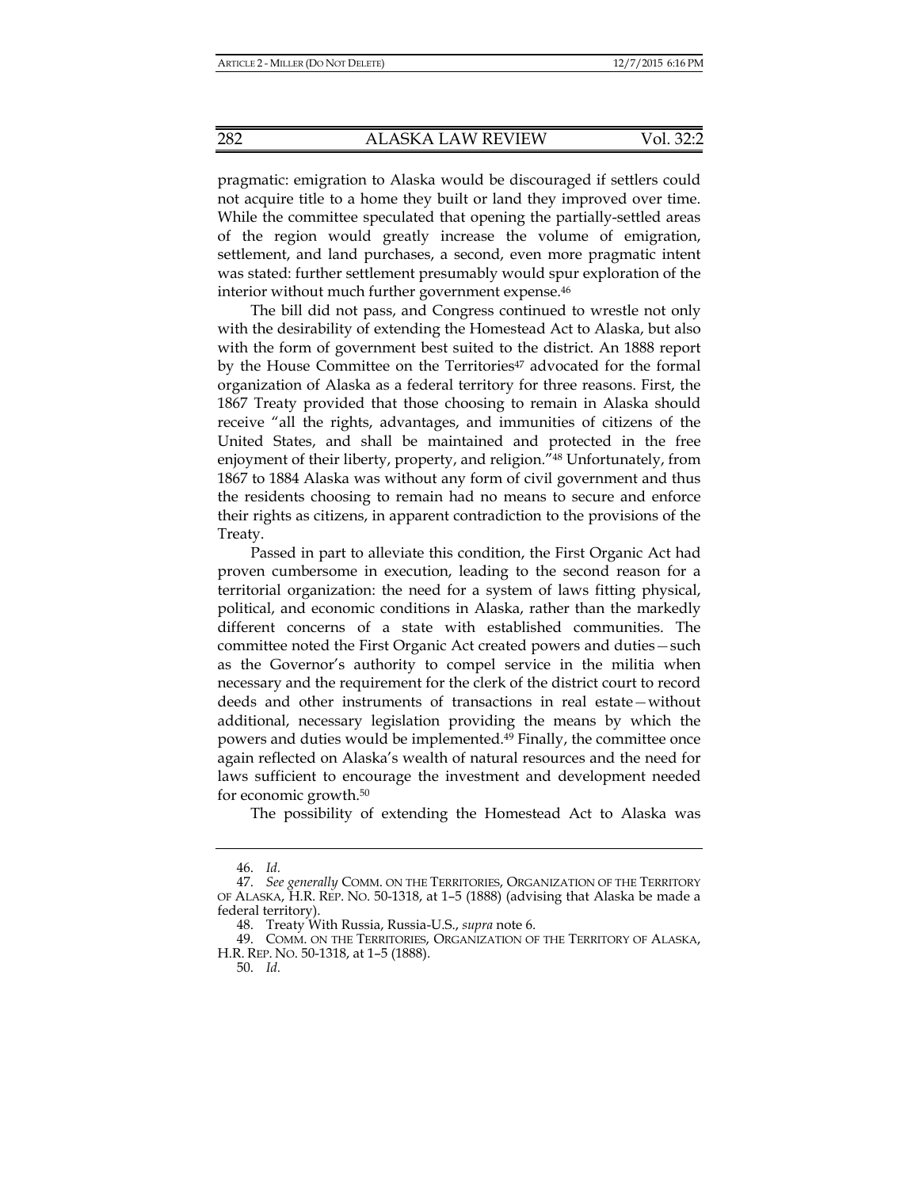pragmatic: emigration to Alaska would be discouraged if settlers could not acquire title to a home they built or land they improved over time. While the committee speculated that opening the partially-settled areas of the region would greatly increase the volume of emigration, settlement, and land purchases, a second, even more pragmatic intent was stated: further settlement presumably would spur exploration of the interior without much further government expense.[46]

The bill did not pass, and Congress continued to wrestle not only with the desirability of extending the Homestead Act to Alaska, but also with the form of government best suited to the district. An 1888 report by the House Committee on the Territories[47] advocated for the formal organization of Alaska as a federal territory for three reasons. First, the 1867 Treaty provided that those choosing to remain in Alaska should receive "all the rights, advantages, and immunities of citizens of the United States, and shall be maintained and protected in the free enjoyment of their liberty, property, and religion."[48] Unfortunately, from 1867 to 1884 Alaska was without any form of civil government and thus the residents choosing to remain had no means to secure and enforce their rights as citizens, in apparent contradiction to the provisions of the Treaty.

Passed in part to alleviate this condition, the First Organic Act had proven cumbersome in execution, leading to the second reason for a territorial organization: the need for a system of laws fitting physical, political, and economic conditions in Alaska, rather than the markedly different concerns of a state with established communities. The committee noted the First Organic Act created powers and duties—such as the Governor's authority to compel service in the militia when necessary and the requirement for the clerk of the district court to record deeds and other instruments of transactions in real estate—without additional, necessary legislation providing the means by which the powers and duties would be implemented.[49] Finally, the committee once again reflected on Alaska's wealth of natural resources and the need for laws sufficient to encourage the investment and development needed for economic growth.[50]

The possibility of extending the Homestead Act to Alaska was

---

46. *Id.*

47. *See generally* COMM. ON THE TERRITORIES, ORGANIZATION OF THE TERRITORY OF ALASKA, H.R. REP. NO. 50-1318, at 1–5 (1888) (advising that Alaska be made a federal territory).

48. Treaty With Russia, Russia-U.S., *supra* note 6.

49. COMM. ON THE TERRITORIES, ORGANIZATION OF THE TERRITORY OF ALASKA, H.R. REP. NO. 50-1318, at 1–5 (1888).

50. *Id.*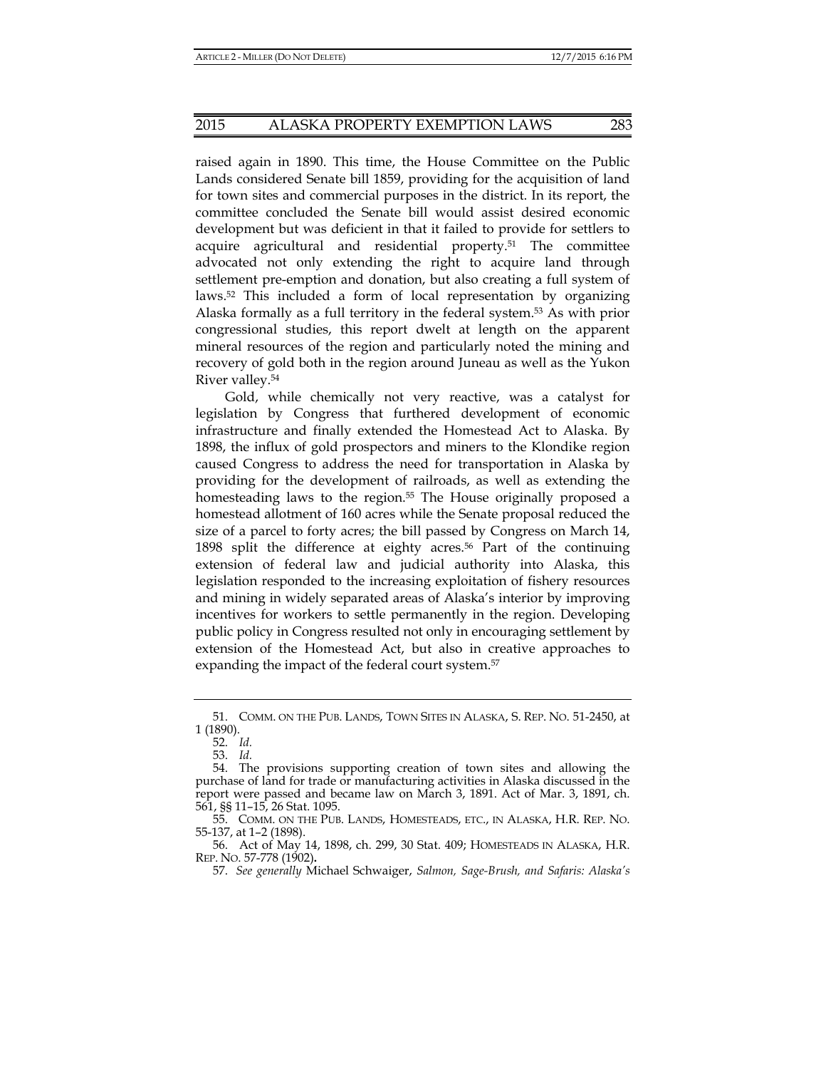raised again in 1890. This time, the House Committee on the Public Lands considered Senate bill 1859, providing for the acquisition of land for town sites and commercial purposes in the district. In its report, the committee concluded the Senate bill would assist desired economic development but was deficient in that it failed to provide for settlers to acquire agricultural and residential property.[51] The committee advocated not only extending the right to acquire land through settlement pre-emption and donation, but also creating a full system of laws.[52] This included a form of local representation by organizing Alaska formally as a full territory in the federal system.[53] As with prior congressional studies, this report dwelt at length on the apparent mineral resources of the region and particularly noted the mining and recovery of gold both in the region around Juneau as well as the Yukon River valley.[54]

Gold, while chemically not very reactive, was a catalyst for legislation by Congress that furthered development of economic infrastructure and finally extended the Homestead Act to Alaska. By 1898, the influx of gold prospectors and miners to the Klondike region caused Congress to address the need for transportation in Alaska by providing for the development of railroads, as well as extending the homesteading laws to the region.[55] The House originally proposed a homestead allotment of 160 acres while the Senate proposal reduced the size of a parcel to forty acres; the bill passed by Congress on March 14, 1898 split the difference at eighty acres.[56] Part of the continuing extension of federal law and judicial authority into Alaska, this legislation responded to the increasing exploitation of fishery resources and mining in widely separated areas of Alaska's interior by improving incentives for workers to settle permanently in the region. Developing public policy in Congress resulted not only in encouraging settlement by extension of the Homestead Act, but also in creative approaches to expanding the impact of the federal court system.[57]

---

51. COMM. ON THE PUB. LANDS, TOWN SITES IN ALASKA, S. REP. NO. 51-2450, at 1 (1890).

52. *Id.*

53. *Id.*

54. The provisions supporting creation of town sites and allowing the purchase of land for trade or manufacturing activities in Alaska discussed in the report were passed and became law on March 3, 1891. Act of Mar. 3, 1891, ch. 561, §§ 11–15, 26 Stat. 1095.

55. COMM. ON THE PUB. LANDS, HOMESTEADS, ETC., IN ALASKA, H.R. REP. NO. 55-137, at 1–2 (1898).

56. Act of May 14, 1898, ch. 299, 30 Stat. 409; HOMESTEADS IN ALASKA, H.R. REP. NO. 57-778 (1902).

57. *See generally* Michael Schwaiger, *Salmon, Sage-Brush, and Safaris: Alaska's*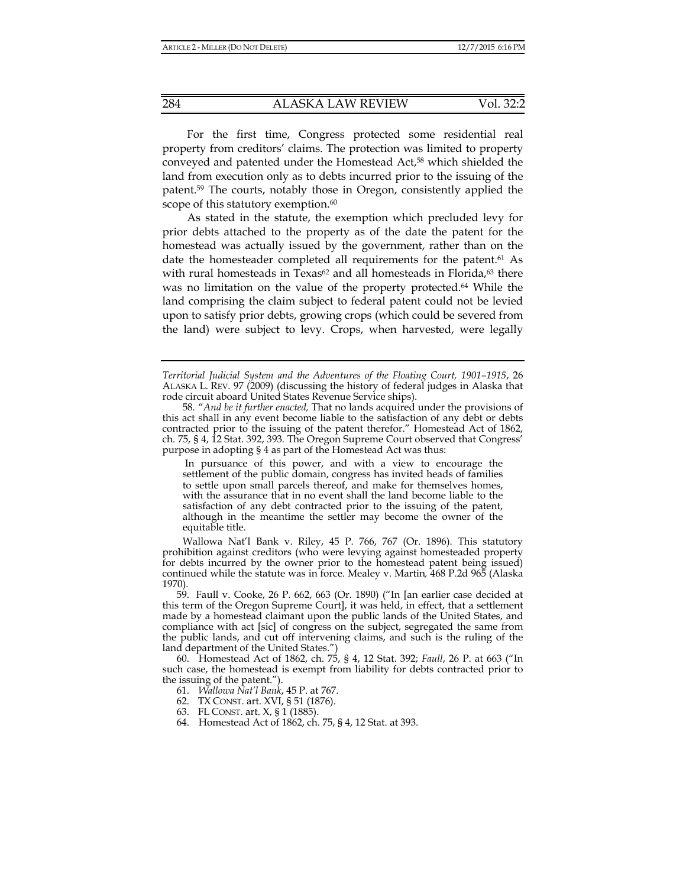For the first time, Congress protected some residential real property from creditors' claims. The protection was limited to property conveyed and patented under the Homestead Act,[58] which shielded the land from execution only as to debts incurred prior to the issuing of the patent.[59] The courts, notably those in Oregon, consistently applied the scope of this statutory exemption.[60]

As stated in the statute, the exemption which precluded levy for prior debts attached to the property as of the date the patent for the homestead was actually issued by the government, rather than on the date the homesteader completed all requirements for the patent.[61] As with rural homesteads in Texas[62] and all homesteads in Florida,[63] there was no limitation on the value of the property protected.[64] While the land comprising the claim subject to federal patent could not be levied upon to satisfy prior debts, growing crops (which could be severed from the land) were subject to levy. Crops, when harvested, were legally

---

*Territorial Judicial System and the Adventures of the Floating Court, 1901–1915*, 26 ALASKA L. REV. 97 (2009) (discussing the history of federal judges in Alaska that rode circuit aboard United States Revenue Service ships).

58. "*And be it further enacted,* That no lands acquired under the provisions of this act shall in any event become liable to the satisfaction of any debt or debts contracted prior to the issuing of the patent therefor." Homestead Act of 1862, ch. 75, § 4, 12 Stat. 392, 393. The Oregon Supreme Court observed that Congress' purpose in adopting § 4 as part of the Homestead Act was thus:

> In pursuance of this power, and with a view to encourage the settlement of the public domain, congress has invited heads of families to settle upon small parcels thereof, and make for themselves homes, with the assurance that in no event shall the land become liable to the satisfaction of any debt contracted prior to the issuing of the patent, although in the meantime the settler may become the owner of the equitable title.

Wallowa Nat'l Bank v. Riley, 45 P. 766, 767 (Or. 1896). This statutory prohibition against creditors (who were levying against homesteaded property for debts incurred by the owner prior to the homestead patent being issued) continued while the statute was in force. Mealey v. Martin*,* 468 P.2d 965 (Alaska 1970).

59. Faull v. Cooke, 26 P. 662, 663 (Or. 1890) ("In [an earlier case decided at this term of the Oregon Supreme Court], it was held, in effect, that a settlement made by a homestead claimant upon the public lands of the United States, and compliance with act [sic] of congress on the subject, segregated the same from the public lands, and cut off intervening claims, and such is the ruling of the land department of the United States.")

60. Homestead Act of 1862, ch. 75, § 4, 12 Stat. 392; *Faull*, 26 P. at 663 ("In such case, the homestead is exempt from liability for debts contracted prior to the issuing of the patent.").

61. *Wallowa Nat'l Bank*, 45 P. at 767.

62. TX CONST. art. XVI, § 51 (1876).

63. FL CONST. art. X, § 1 (1885).

64. Homestead Act of 1862, ch. 75, § 4, 12 Stat. at 393.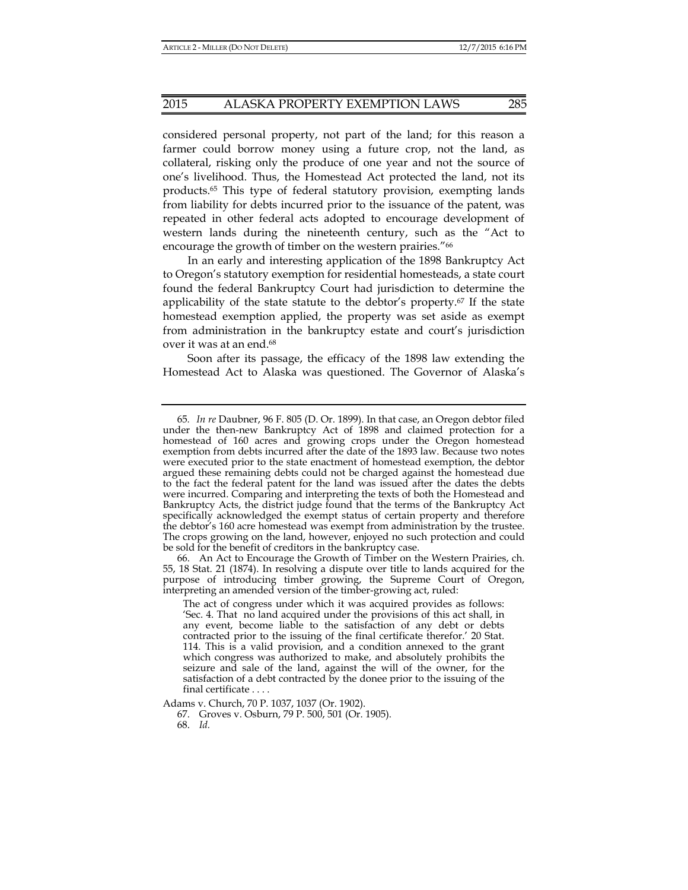considered personal property, not part of the land; for this reason a farmer could borrow money using a future crop, not the land, as collateral, risking only the produce of one year and not the source of one's livelihood. Thus, the Homestead Act protected the land, not its products.[65] This type of federal statutory provision, exempting lands from liability for debts incurred prior to the issuance of the patent, was repeated in other federal acts adopted to encourage development of western lands during the nineteenth century, such as the "Act to encourage the growth of timber on the western prairies."[66]

In an early and interesting application of the 1898 Bankruptcy Act to Oregon's statutory exemption for residential homesteads, a state court found the federal Bankruptcy Court had jurisdiction to determine the applicability of the state statute to the debtor's property.[67] If the state homestead exemption applied, the property was set aside as exempt from administration in the bankruptcy estate and court's jurisdiction over it was at an end.[68]

Soon after its passage, the efficacy of the 1898 law extending the Homestead Act to Alaska was questioned. The Governor of Alaska's

---

65. *In re* Daubner, 96 F. 805 (D. Or. 1899). In that case, an Oregon debtor filed under the then-new Bankruptcy Act of 1898 and claimed protection for a homestead of 160 acres and growing crops under the Oregon homestead exemption from debts incurred after the date of the 1893 law. Because two notes were executed prior to the state enactment of homestead exemption, the debtor argued these remaining debts could not be charged against the homestead due to the fact the federal patent for the land was issued after the dates the debts were incurred. Comparing and interpreting the texts of both the Homestead and Bankruptcy Acts, the district judge found that the terms of the Bankruptcy Act specifically acknowledged the exempt status of certain property and therefore the debtor's 160 acre homestead was exempt from administration by the trustee. The crops growing on the land, however, enjoyed no such protection and could be sold for the benefit of creditors in the bankruptcy case.

66. An Act to Encourage the Growth of Timber on the Western Prairies, ch. 55, 18 Stat. 21 (1874). In resolving a dispute over title to lands acquired for the purpose of introducing timber growing, the Supreme Court of Oregon, interpreting an amended version of the timber-growing act, ruled:

> The act of congress under which it was acquired provides as follows: 'Sec. 4. That no land acquired under the provisions of this act shall, in any event, become liable to the satisfaction of any debt or debts contracted prior to the issuing of the final certificate therefor.' 20 Stat. 114. This is a valid provision, and a condition annexed to the grant which congress was authorized to make, and absolutely prohibits the seizure and sale of the land, against the will of the owner, for the satisfaction of a debt contracted by the donee prior to the issuing of the final certificate . . . .

Adams v. Church, 70 P. 1037, 1037 (Or. 1902).

67. Groves v. Osburn, 79 P. 500, 501 (Or. 1905).

68. *Id.*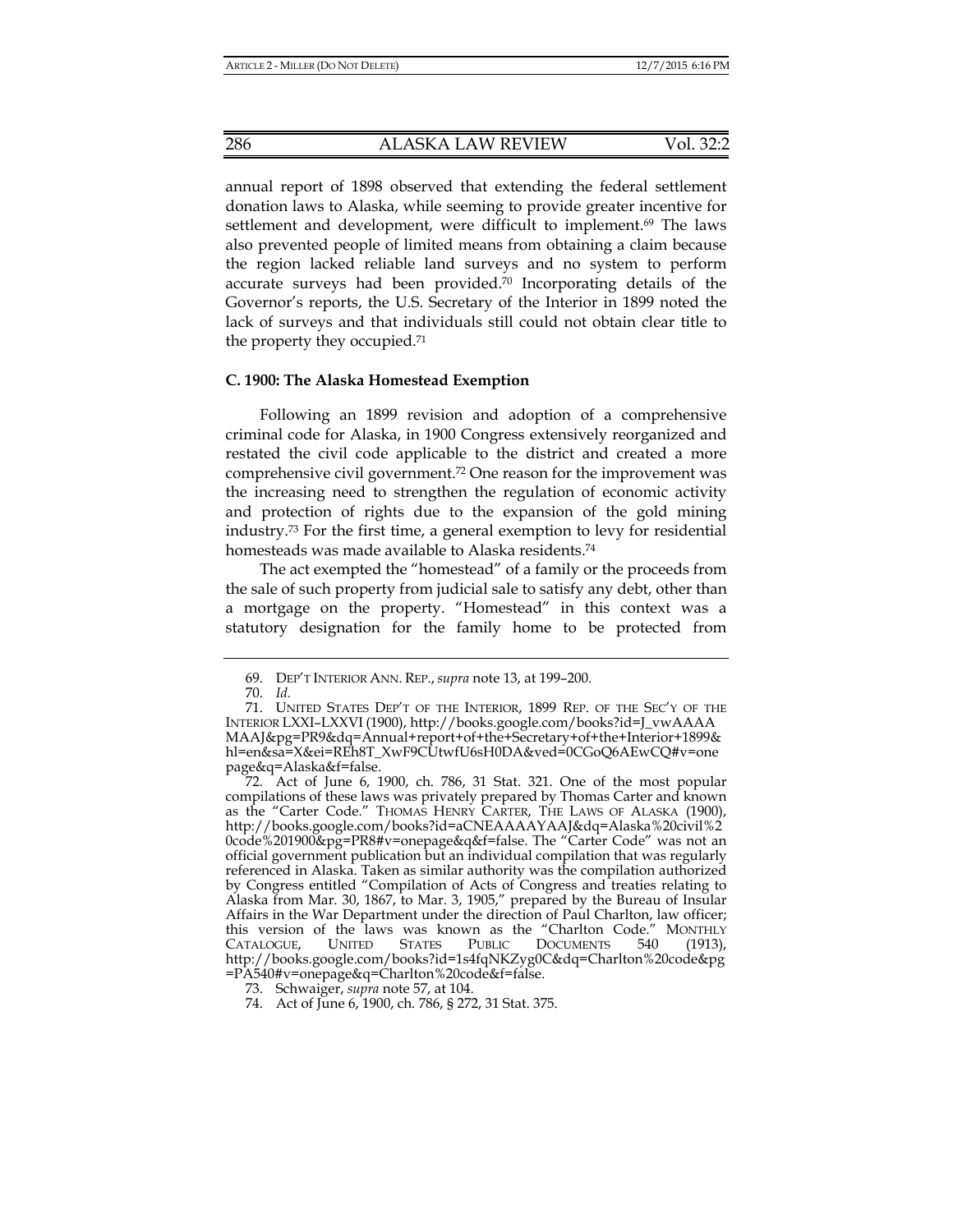annual report of 1898 observed that extending the federal settlement donation laws to Alaska, while seeming to provide greater incentive for settlement and development, were difficult to implement.[69] The laws also prevented people of limited means from obtaining a claim because the region lacked reliable land surveys and no system to perform accurate surveys had been provided.[70] Incorporating details of the Governor's reports, the U.S. Secretary of the Interior in 1899 noted the lack of surveys and that individuals still could not obtain clear title to the property they occupied.[71]

### C. 1900: The Alaska Homestead Exemption

Following an 1899 revision and adoption of a comprehensive criminal code for Alaska, in 1900 Congress extensively reorganized and restated the civil code applicable to the district and created a more comprehensive civil government.[72] One reason for the improvement was the increasing need to strengthen the regulation of economic activity and protection of rights due to the expansion of the gold mining industry.[73] For the first time, a general exemption to levy for residential homesteads was made available to Alaska residents.[74]

The act exempted the "homestead" of a family or the proceeds from the sale of such property from judicial sale to satisfy any debt, other than a mortgage on the property. "Homestead" in this context was a statutory designation for the family home to be protected from

---

69. DEP'T INTERIOR ANN. REP., *supra* note 13, at 199–200.

70. *Id.*

71. UNITED STATES DEP'T OF THE INTERIOR, 1899 REP. OF THE SEC'Y OF THE INTERIOR LXXI–LXXVI (1900), http://books.google.com/books?id=J_vwAAAAMAAJ&pg=PR9&dq=Annual+report+of+the+Secretary+of+the+Interior+1899&hl=en&sa=X&ei=REh8T_XwF9CUtwfU6sH0DA&ved=0CGoQ6AEwCQ#v=onepage&q=Alaska&f=false.

72. Act of June 6, 1900, ch. 786, 31 Stat. 321. One of the most popular compilations of these laws was privately prepared by Thomas Carter and known as the "Carter Code." THOMAS HENRY CARTER, THE LAWS OF ALASKA (1900), http://books.google.com/books?id=aCNEAAAAYAAJ&dq=Alaska%20civil%20code%201900&pg=PR8#v=onepage&q&f=false. The "Carter Code" was not an official government publication but an individual compilation that was regularly referenced in Alaska. Taken as similar authority was the compilation authorized by Congress entitled "Compilation of Acts of Congress and treaties relating to Alaska from Mar. 30, 1867, to Mar. 3, 1905," prepared by the Bureau of Insular Affairs in the War Department under the direction of Paul Charlton, law officer; this version of the laws was known as the "Charlton Code." MONTHLY CATALOGUE, UNITED STATES PUBLIC DOCUMENTS 540 (1913), http://books.google.com/books?id=1s4fqNKZyg0C&dq=Charlton%20code&pg=PA540#v=onepage&q=Charlton%20code&f=false.

73. Schwaiger, *supra* note 57, at 104.

74. Act of June 6, 1900, ch. 786, § 272, 31 Stat. 375.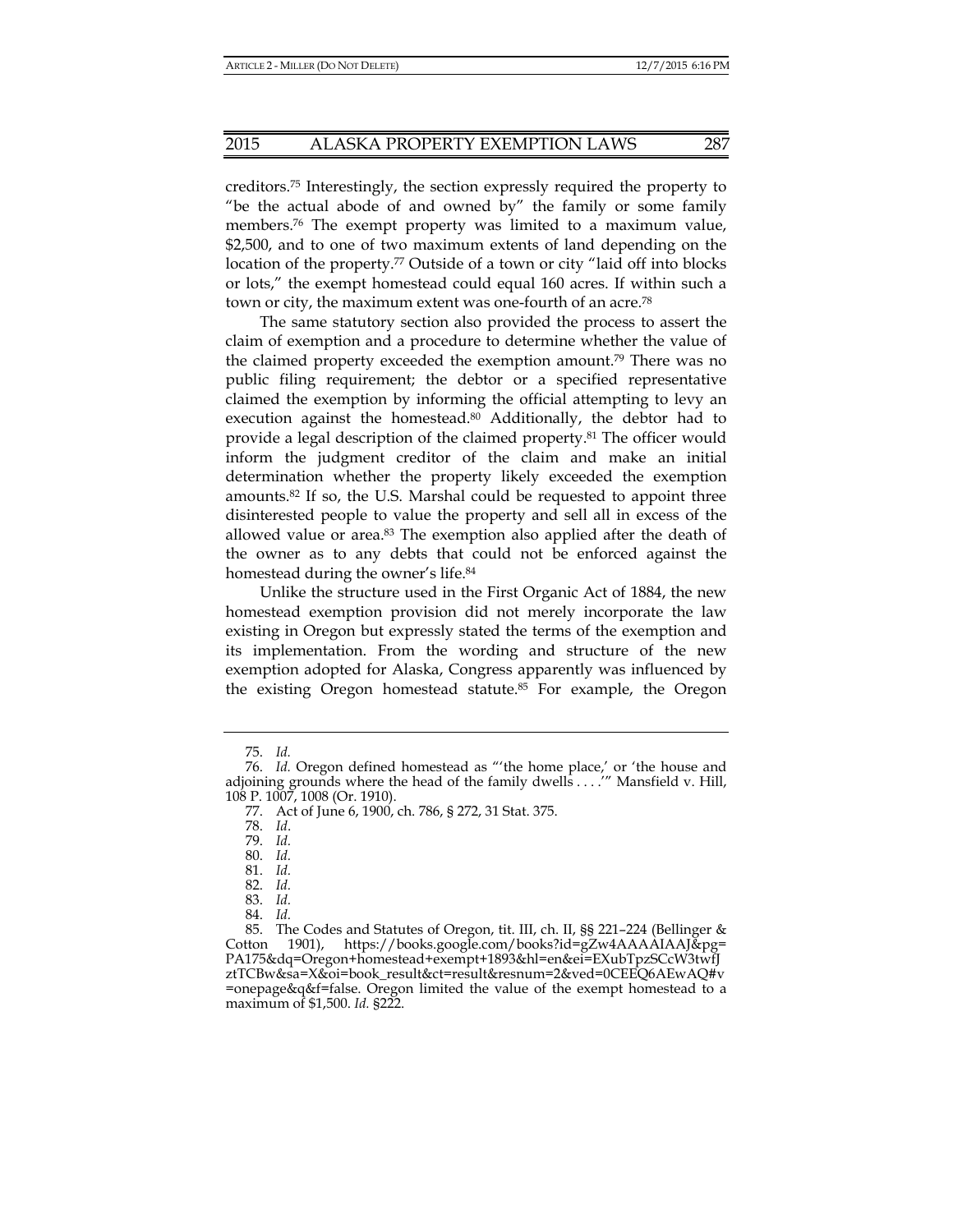creditors.[75] Interestingly, the section expressly required the property to "be the actual abode of and owned by" the family or some family members.[76] The exempt property was limited to a maximum value, $2,500, and to one of two maximum extents of land depending on the location of the property.[77] Outside of a town or city "laid off into blocks or lots," the exempt homestead could equal 160 acres. If within such a town or city, the maximum extent was one-fourth of an acre.[78]

The same statutory section also provided the process to assert the claim of exemption and a procedure to determine whether the value of the claimed property exceeded the exemption amount.[79] There was no public filing requirement; the debtor or a specified representative claimed the exemption by informing the official attempting to levy an execution against the homestead.[80] Additionally, the debtor had to provide a legal description of the claimed property.[81] The officer would inform the judgment creditor of the claim and make an initial determination whether the property likely exceeded the exemption amounts.[82] If so, the U.S. Marshal could be requested to appoint three disinterested people to value the property and sell all in excess of the allowed value or area.[83] The exemption also applied after the death of the owner as to any debts that could not be enforced against the homestead during the owner's life.[84]

Unlike the structure used in the First Organic Act of 1884, the new homestead exemption provision did not merely incorporate the law existing in Oregon but expressly stated the terms of the exemption and its implementation. From the wording and structure of the new exemption adopted for Alaska, Congress apparently was influenced by the existing Oregon homestead statute.[85] For example, the Oregon

---

75. *Id.*

76. *Id.* Oregon defined homestead as "'the home place,' or 'the house and adjoining grounds where the head of the family dwells . . . .'" Mansfield v. Hill, 108 P. 1007, 1008 (Or. 1910).

77. Act of June 6, 1900, ch. 786, § 272, 31 Stat. 375.

78. *Id.*

79. *Id.*

80. *Id.*

81. *Id.*

82. *Id.*

83. *Id.*

84. *Id.*

85. The Codes and Statutes of Oregon, tit. III, ch. II, §§ 221–224 (Bellinger & Cotton 1901), https://books.google.com/books?id=gZw4AAAAIAAJ&pg=PA175&dq=Oregon+homestead+exempt+1893&hl=en&ei=EXubTpzSCcW3twfJztTCBw&sa=X&oi=book_result&ct=result&resnum=2&ved=0CEEQ6AEwAQ#v=onepage&q&f=false. Oregon limited the value of the exempt homestead to a maximum of $1,500. *Id.* §222.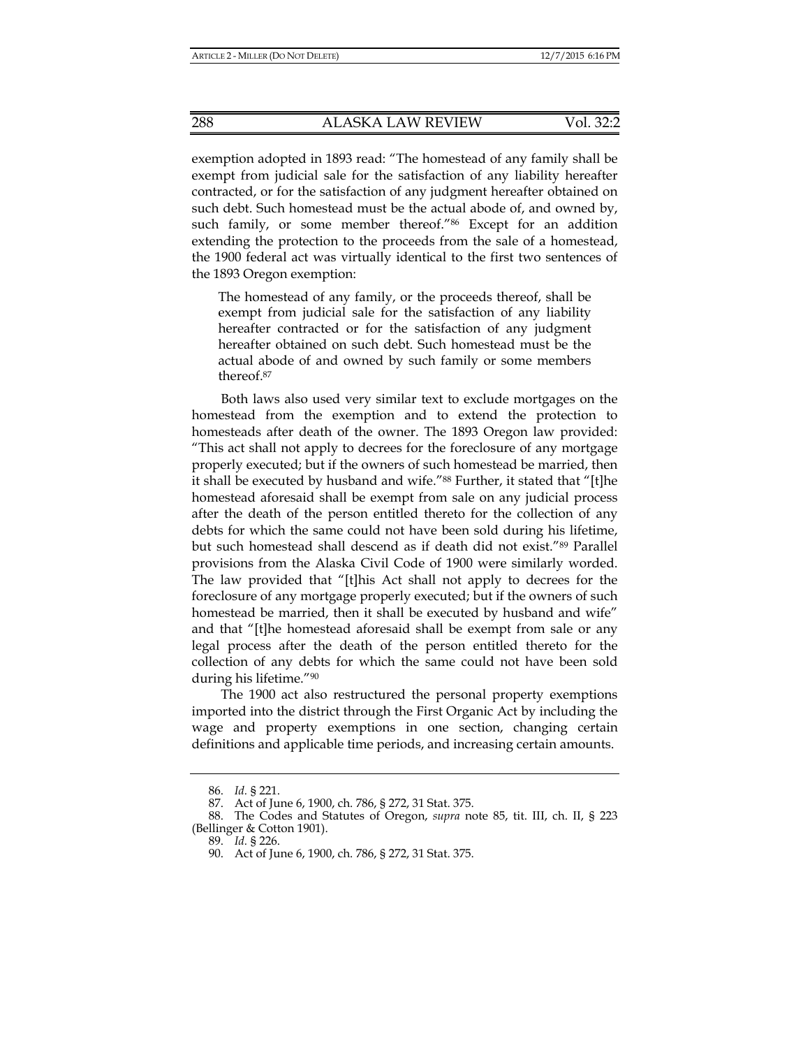exemption adopted in 1893 read: "The homestead of any family shall be exempt from judicial sale for the satisfaction of any liability hereafter contracted, or for the satisfaction of any judgment hereafter obtained on such debt. Such homestead must be the actual abode of, and owned by, such family, or some member thereof."[86] Except for an addition extending the protection to the proceeds from the sale of a homestead, the 1900 federal act was virtually identical to the first two sentences of the 1893 Oregon exemption:

> The homestead of any family, or the proceeds thereof, shall be exempt from judicial sale for the satisfaction of any liability hereafter contracted or for the satisfaction of any judgment hereafter obtained on such debt. Such homestead must be the actual abode of and owned by such family or some members thereof.[87]

Both laws also used very similar text to exclude mortgages on the homestead from the exemption and to extend the protection to homesteads after death of the owner. The 1893 Oregon law provided: "This act shall not apply to decrees for the foreclosure of any mortgage properly executed; but if the owners of such homestead be married, then it shall be executed by husband and wife."[88] Further, it stated that "[t]he homestead aforesaid shall be exempt from sale on any judicial process after the death of the person entitled thereto for the collection of any debts for which the same could not have been sold during his lifetime, but such homestead shall descend as if death did not exist."[89] Parallel provisions from the Alaska Civil Code of 1900 were similarly worded. The law provided that "[t]his Act shall not apply to decrees for the foreclosure of any mortgage properly executed; but if the owners of such homestead be married, then it shall be executed by husband and wife" and that "[t]he homestead aforesaid shall be exempt from sale or any legal process after the death of the person entitled thereto for the collection of any debts for which the same could not have been sold during his lifetime."[90]

The 1900 act also restructured the personal property exemptions imported into the district through the First Organic Act by including the wage and property exemptions in one section, changing certain definitions and applicable time periods, and increasing certain amounts.

---

86. *Id.* § 221.

87. Act of June 6, 1900, ch. 786, § 272, 31 Stat. 375.

88. The Codes and Statutes of Oregon, *supra* note 85, tit. III, ch. II, § 223 (Bellinger & Cotton 1901).

89. *Id.* § 226.

90. Act of June 6, 1900, ch. 786, § 272, 31 Stat. 375.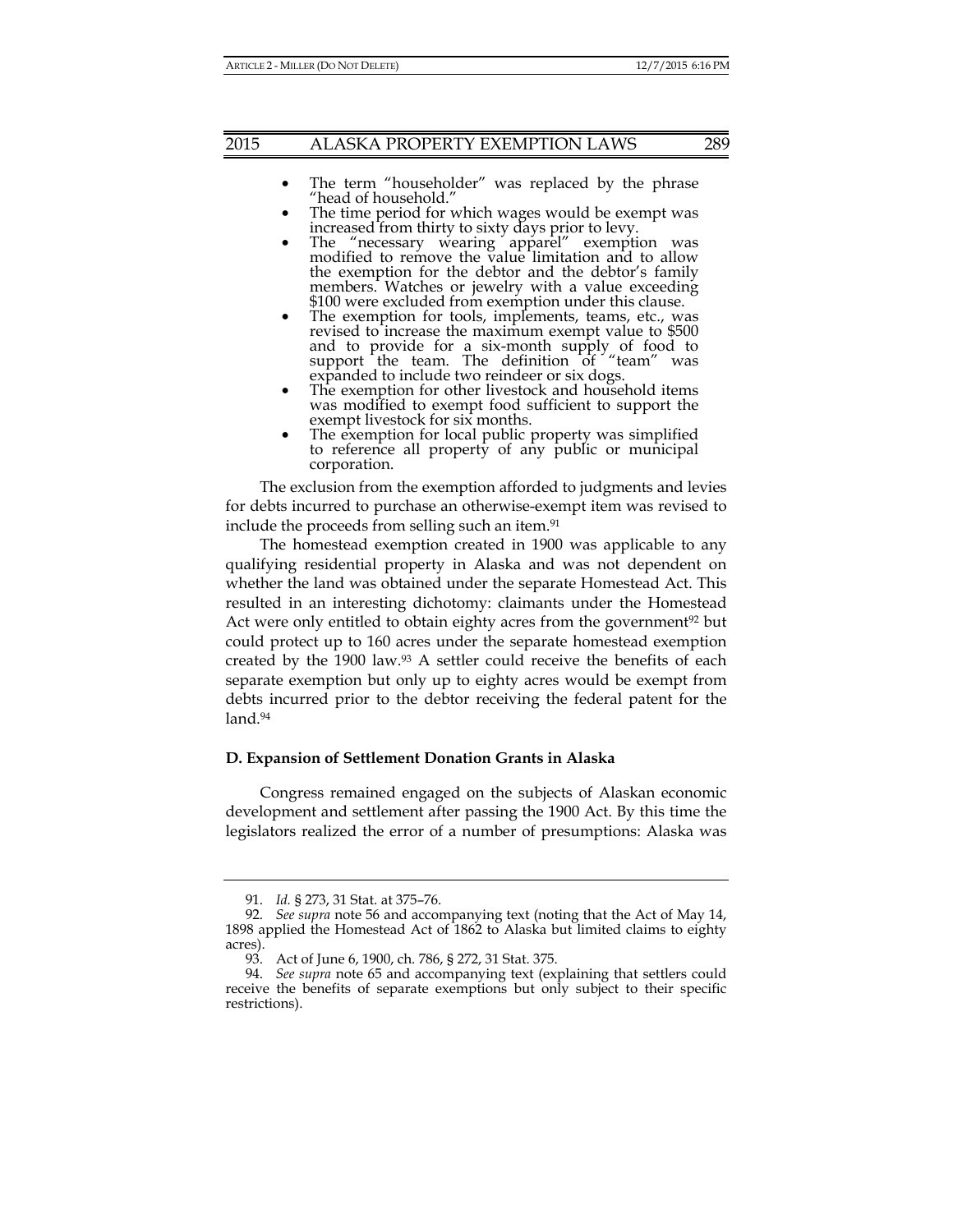- The term "householder" was replaced by the phrase "head of household."
- The time period for which wages would be exempt was increased from thirty to sixty days prior to levy.
- The "necessary wearing apparel" exemption was modified to remove the value limitation and to allow the exemption for the debtor and the debtor's family members. Watches or jewelry with a value exceeding $100 were excluded from exemption under this clause.
- The exemption for tools, implements, teams, etc., was revised to increase the maximum exempt value to $500 and to provide for a six-month supply of food to support the team. The definition of "team" was expanded to include two reindeer or six dogs.
- The exemption for other livestock and household items was modified to exempt food sufficient to support the exempt livestock for six months.
- The exemption for local public property was simplified to reference all property of any public or municipal corporation.

The exclusion from the exemption afforded to judgments and levies for debts incurred to purchase an otherwise-exempt item was revised to include the proceeds from selling such an item.[91]

The homestead exemption created in 1900 was applicable to any qualifying residential property in Alaska and was not dependent on whether the land was obtained under the separate Homestead Act. This resulted in an interesting dichotomy: claimants under the Homestead Act were only entitled to obtain eighty acres from the government[92] but could protect up to 160 acres under the separate homestead exemption created by the 1900 law.[93] A settler could receive the benefits of each separate exemption but only up to eighty acres would be exempt from debts incurred prior to the debtor receiving the federal patent for the land.[94]

**D. Expansion of Settlement Donation Grants in Alaska**

Congress remained engaged on the subjects of Alaskan economic development and settlement after passing the 1900 Act. By this time the legislators realized the error of a number of presumptions: Alaska was

---

91. *Id.* § 273, 31 Stat. at 375–76.

92. *See supra* note 56 and accompanying text (noting that the Act of May 14, 1898 applied the Homestead Act of 1862 to Alaska but limited claims to eighty acres).

93. Act of June 6, 1900, ch. 786, § 272, 31 Stat. 375.

94. *See supra* note 65 and accompanying text (explaining that settlers could receive the benefits of separate exemptions but only subject to their specific restrictions).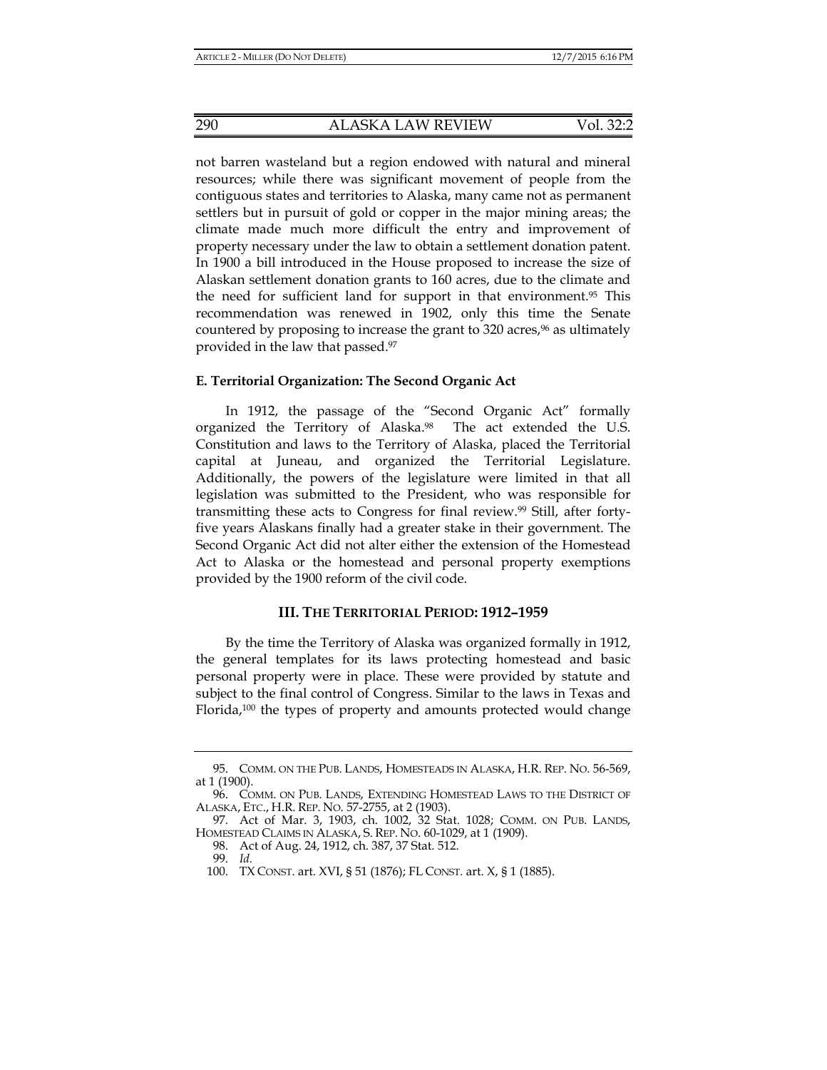not barren wasteland but a region endowed with natural and mineral resources; while there was significant movement of people from the contiguous states and territories to Alaska, many came not as permanent settlers but in pursuit of gold or copper in the major mining areas; the climate made much more difficult the entry and improvement of property necessary under the law to obtain a settlement donation patent. In 1900 a bill introduced in the House proposed to increase the size of Alaskan settlement donation grants to 160 acres, due to the climate and the need for sufficient land for support in that environment.[95] This recommendation was renewed in 1902, only this time the Senate countered by proposing to increase the grant to 320 acres,[96] as ultimately provided in the law that passed.[97]

### E. Territorial Organization: The Second Organic Act

In 1912, the passage of the "Second Organic Act" formally organized the Territory of Alaska.[98] The act extended the U.S. Constitution and laws to the Territory of Alaska, placed the Territorial capital at Juneau, and organized the Territorial Legislature. Additionally, the powers of the legislature were limited in that all legislation was submitted to the President, who was responsible for transmitting these acts to Congress for final review.[99] Still, after forty-five years Alaskans finally had a greater stake in their government. The Second Organic Act did not alter either the extension of the Homestead Act to Alaska or the homestead and personal property exemptions provided by the 1900 reform of the civil code.

## III. The Territorial Period: 1912–1959

By the time the Territory of Alaska was organized formally in 1912, the general templates for its laws protecting homestead and basic personal property were in place. These were provided by statute and subject to the final control of Congress. Similar to the laws in Texas and Florida,[100] the types of property and amounts protected would change

---

95. COMM. ON THE PUB. LANDS, HOMESTEADS IN ALASKA, H.R. REP. NO. 56-569, at 1 (1900).

96. COMM. ON PUB. LANDS, EXTENDING HOMESTEAD LAWS TO THE DISTRICT OF ALASKA, ETC., H.R. REP. NO. 57-2755, at 2 (1903).

97. Act of Mar. 3, 1903, ch. 1002, 32 Stat. 1028; COMM. ON PUB. LANDS, HOMESTEAD CLAIMS IN ALASKA, S. REP. NO. 60-1029, at 1 (1909).

98. Act of Aug. 24, 1912, ch. 387, 37 Stat. 512.

99. *Id.*

100. TX CONST. art. XVI, § 51 (1876); FL CONST. art. X, § 1 (1885).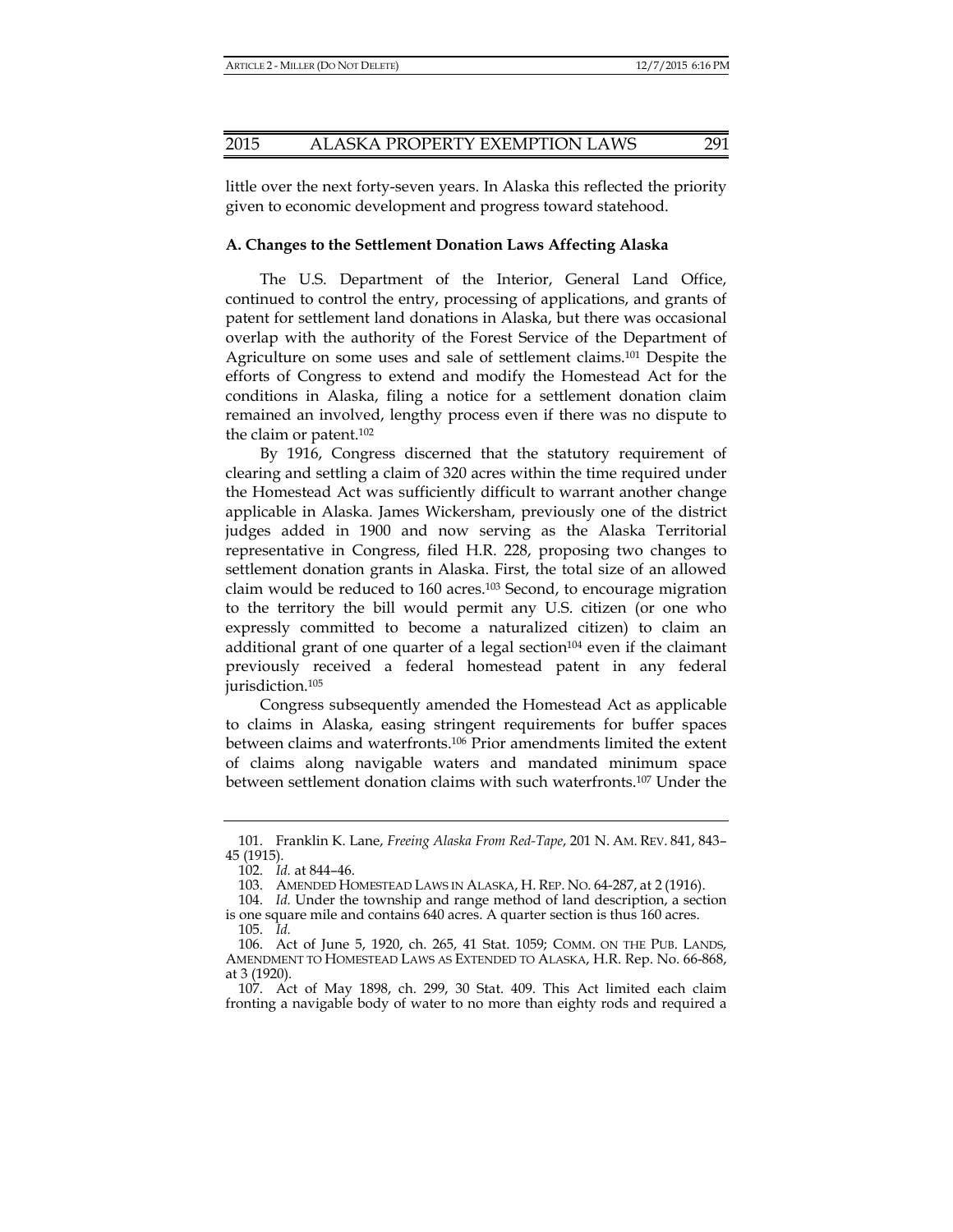little over the next forty-seven years. In Alaska this reflected the priority given to economic development and progress toward statehood.

### A. Changes to the Settlement Donation Laws Affecting Alaska

The U.S. Department of the Interior, General Land Office, continued to control the entry, processing of applications, and grants of patent for settlement land donations in Alaska, but there was occasional overlap with the authority of the Forest Service of the Department of Agriculture on some uses and sale of settlement claims.[101] Despite the efforts of Congress to extend and modify the Homestead Act for the conditions in Alaska, filing a notice for a settlement donation claim remained an involved, lengthy process even if there was no dispute to the claim or patent.[102]

By 1916, Congress discerned that the statutory requirement of clearing and settling a claim of 320 acres within the time required under the Homestead Act was sufficiently difficult to warrant another change applicable in Alaska. James Wickersham, previously one of the district judges added in 1900 and now serving as the Alaska Territorial representative in Congress, filed H.R. 228, proposing two changes to settlement donation grants in Alaska. First, the total size of an allowed claim would be reduced to 160 acres.[103] Second, to encourage migration to the territory the bill would permit any U.S. citizen (or one who expressly committed to become a naturalized citizen) to claim an additional grant of one quarter of a legal section[104] even if the claimant previously received a federal homestead patent in any federal jurisdiction.[105]

Congress subsequently amended the Homestead Act as applicable to claims in Alaska, easing stringent requirements for buffer spaces between claims and waterfronts.[106] Prior amendments limited the extent of claims along navigable waters and mandated minimum space between settlement donation claims with such waterfronts.[107] Under the

---

101. Franklin K. Lane, *Freeing Alaska From Red-Tape*, 201 N. AM. REV. 841, 843–45 (1915).

102. *Id.* at 844–46.

103. AMENDED HOMESTEAD LAWS IN ALASKA, H. REP. NO. 64-287, at 2 (1916).

104. *Id.* Under the township and range method of land description, a section is one square mile and contains 640 acres. A quarter section is thus 160 acres.

105. *Id.*

106. Act of June 5, 1920, ch. 265, 41 Stat. 1059; COMM. ON THE PUB. LANDS, AMENDMENT TO HOMESTEAD LAWS AS EXTENDED TO ALASKA, H.R. Rep. No. 66-868, at 3 (1920).

107. Act of May 1898, ch. 299, 30 Stat. 409. This Act limited each claim fronting a navigable body of water to no more than eighty rods and required a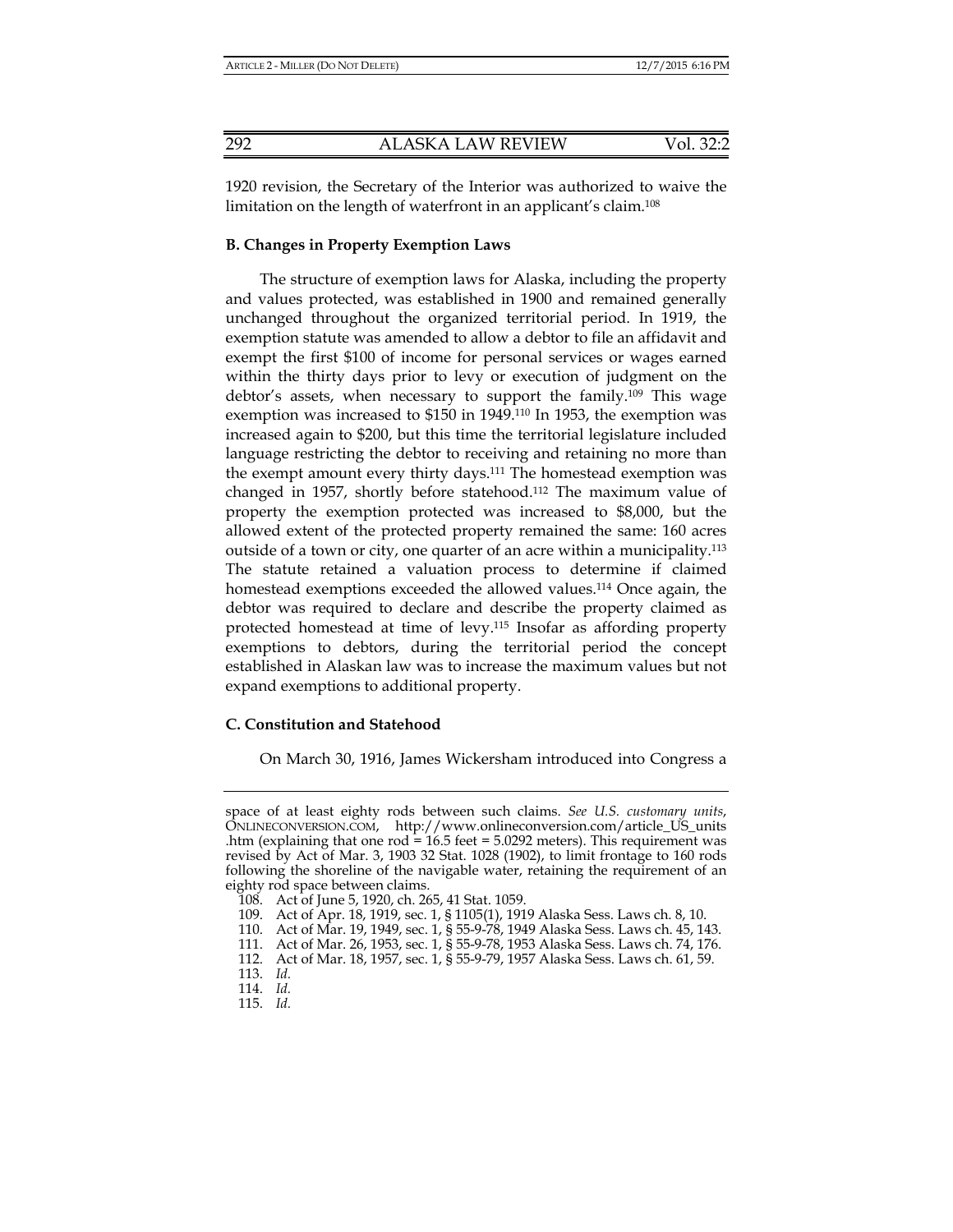1920 revision, the Secretary of the Interior was authorized to waive the limitation on the length of waterfront in an applicant's claim.[108]

### B. Changes in Property Exemption Laws

The structure of exemption laws for Alaska, including the property and values protected, was established in 1900 and remained generally unchanged throughout the organized territorial period. In 1919, the exemption statute was amended to allow a debtor to file an affidavit and exempt the first $100 of income for personal services or wages earned within the thirty days prior to levy or execution of judgment on the debtor's assets, when necessary to support the family.[109] This wage exemption was increased to $150 in 1949.[110] In 1953, the exemption was increased again to $200, but this time the territorial legislature included language restricting the debtor to receiving and retaining no more than the exempt amount every thirty days.[111] The homestead exemption was changed in 1957, shortly before statehood.[112] The maximum value of property the exemption protected was increased to $8,000, but the allowed extent of the protected property remained the same: 160 acres outside of a town or city, one quarter of an acre within a municipality.[113] The statute retained a valuation process to determine if claimed homestead exemptions exceeded the allowed values.[114] Once again, the debtor was required to declare and describe the property claimed as protected homestead at time of levy.[115] Insofar as affording property exemptions to debtors, during the territorial period the concept established in Alaskan law was to increase the maximum values but not expand exemptions to additional property.

### C. Constitution and Statehood

On March 30, 1916, James Wickersham introduced into Congress a

---

space of at least eighty rods between such claims. *See U.S. customary units*, ONLINECONVERSION.COM, http://www.onlineconversion.com/article_US_units.htm (explaining that one rod = 16.5 feet = 5.0292 meters). This requirement was revised by Act of Mar. 3, 1903 32 Stat. 1028 (1902), to limit frontage to 160 rods following the shoreline of the navigable water, retaining the requirement of an eighty rod space between claims.

108. Act of June 5, 1920, ch. 265, 41 Stat. 1059.
109. Act of Apr. 18, 1919, sec. 1, § 1105(1), 1919 Alaska Sess. Laws ch. 8, 10.
110. Act of Mar. 19, 1949, sec. 1, § 55-9-78, 1949 Alaska Sess. Laws ch. 45, 143.
111. Act of Mar. 26, 1953, sec. 1, § 55-9-78, 1953 Alaska Sess. Laws ch. 74, 176.
112. Act of Mar. 18, 1957, sec. 1, § 55-9-79, 1957 Alaska Sess. Laws ch. 61, 59.
113. *Id.*
114. *Id.*
115. *Id.*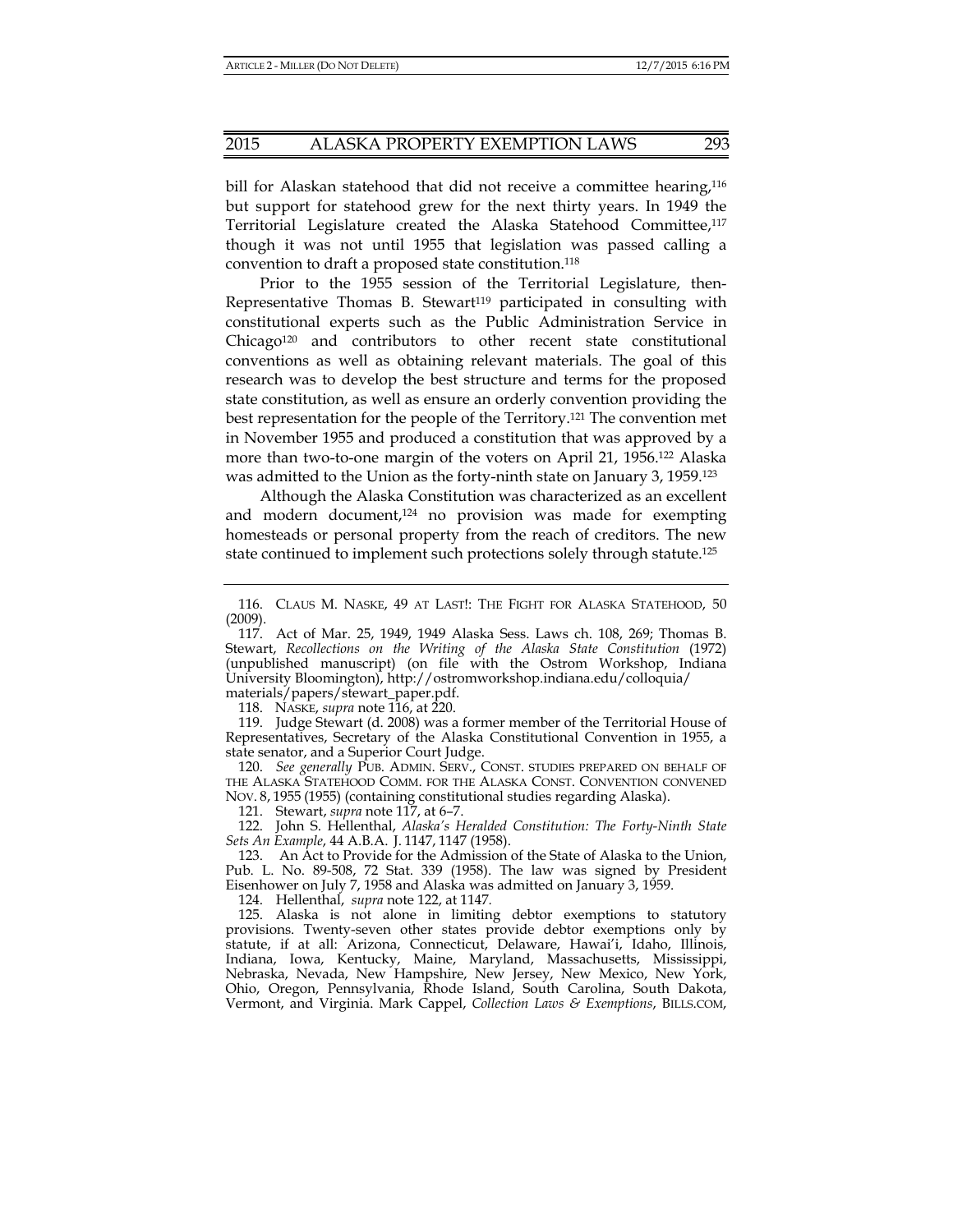bill for Alaskan statehood that did not receive a committee hearing,[116] but support for statehood grew for the next thirty years. In 1949 the Territorial Legislature created the Alaska Statehood Committee,[117] though it was not until 1955 that legislation was passed calling a convention to draft a proposed state constitution.[118]

Prior to the 1955 session of the Territorial Legislature, then-Representative Thomas B. Stewart[119] participated in consulting with constitutional experts such as the Public Administration Service in Chicago[120] and contributors to other recent state constitutional conventions as well as obtaining relevant materials. The goal of this research was to develop the best structure and terms for the proposed state constitution, as well as ensure an orderly convention providing the best representation for the people of the Territory.[121] The convention met in November 1955 and produced a constitution that was approved by a more than two-to-one margin of the voters on April 21, 1956.[122] Alaska was admitted to the Union as the forty-ninth state on January 3, 1959.[123]

Although the Alaska Constitution was characterized as an excellent and modern document,[124] no provision was made for exempting homesteads or personal property from the reach of creditors. The new state continued to implement such protections solely through statute.[125]

---

116. CLAUS M. NASKE, 49 AT LAST!: THE FIGHT FOR ALASKA STATEHOOD, 50 (2009).

117. Act of Mar. 25, 1949, 1949 Alaska Sess. Laws ch. 108, 269; Thomas B. Stewart, *Recollections on the Writing of the Alaska State Constitution* (1972) (unpublished manuscript) (on file with the Ostrom Workshop, Indiana University Bloomington), http://ostromworkshop.indiana.edu/colloquia/materials/papers/stewart_paper.pdf.

118. NASKE, *supra* note 116, at 220.

119. Judge Stewart (d. 2008) was a former member of the Territorial House of Representatives, Secretary of the Alaska Constitutional Convention in 1955, a state senator, and a Superior Court Judge.

120. *See generally* PUB. ADMIN. SERV., CONST. STUDIES PREPARED ON BEHALF OF THE ALASKA STATEHOOD COMM. FOR THE ALASKA CONST. CONVENTION CONVENED NOV. 8, 1955 (1955) (containing constitutional studies regarding Alaska).

121. Stewart, *supra* note 117, at 6–7.

122. John S. Hellenthal, *Alaska's Heralded Constitution: The Forty-Ninth State Sets An Example*, 44 A.B.A. J. 1147, 1147 (1958).

123. An Act to Provide for the Admission of the State of Alaska to the Union, Pub. L. No. 89-508, 72 Stat. 339 (1958). The law was signed by President Eisenhower on July 7, 1958 and Alaska was admitted on January 3, 1959.

124. Hellenthal, *supra* note 122, at 1147.

125. Alaska is not alone in limiting debtor exemptions to statutory provisions. Twenty-seven other states provide debtor exemptions only by statute, if at all: Arizona, Connecticut, Delaware, Hawai'i, Idaho, Illinois, Indiana, Iowa, Kentucky, Maine, Maryland, Massachusetts, Mississippi, Nebraska, Nevada, New Hampshire, New Jersey, New Mexico, New York, Ohio, Oregon, Pennsylvania, Rhode Island, South Carolina, South Dakota, Vermont, and Virginia. Mark Cappel, *Collection Laws & Exemptions*, BILLS.COM,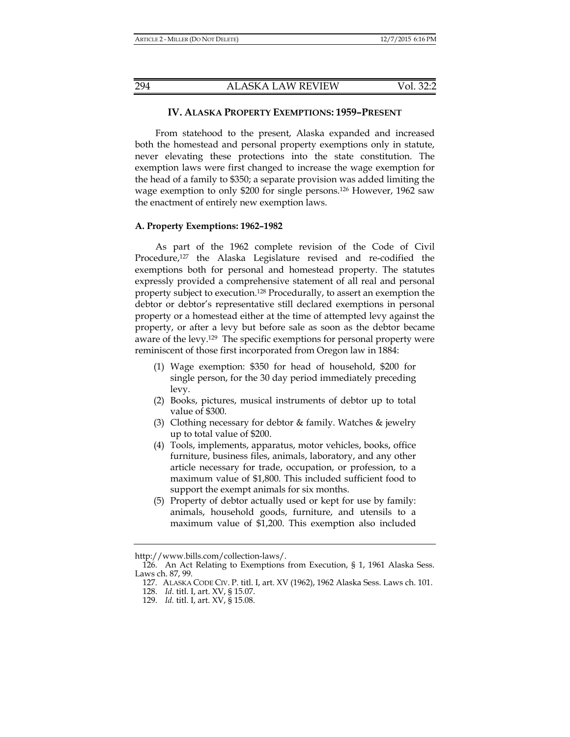## IV. ALASKA PROPERTY EXEMPTIONS: 1959–PRESENT

From statehood to the present, Alaska expanded and increased both the homestead and personal property exemptions only in statute, never elevating these protections into the state constitution. The exemption laws were first changed to increase the wage exemption for the head of a family to $350; a separate provision was added limiting the wage exemption to only $200 for single persons.[126] However, 1962 saw the enactment of entirely new exemption laws.

### A. Property Exemptions: 1962–1982

As part of the 1962 complete revision of the Code of Civil Procedure,[127] the Alaska Legislature revised and re-codified the exemptions both for personal and homestead property. The statutes expressly provided a comprehensive statement of all real and personal property subject to execution.[128] Procedurally, to assert an exemption the debtor or debtor's representative still declared exemptions in personal property or a homestead either at the time of attempted levy against the property, or after a levy but before sale as soon as the debtor became aware of the levy.[129] The specific exemptions for personal property were reminiscent of those first incorporated from Oregon law in 1884:

(1) Wage exemption: $350 for head of household, $200 for single person, for the 30 day period immediately preceding levy.
(2) Books, pictures, musical instruments of debtor up to total value of $300.
(3) Clothing necessary for debtor & family. Watches & jewelry up to total value of $200.
(4) Tools, implements, apparatus, motor vehicles, books, office furniture, business files, animals, laboratory, and any other article necessary for trade, occupation, or profession, to a maximum value of $1,800. This included sufficient food to support the exempt animals for six months.
(5) Property of debtor actually used or kept for use by family: animals, household goods, furniture, and utensils to a maximum value of $1,200. This exemption also included

---

http://www.bills.com/collection-laws/.

126. An Act Relating to Exemptions from Execution, § 1, 1961 Alaska Sess. Laws ch. 87, 99.

127. ALASKA CODE CIV. P. titl. I, art. XV (1962), 1962 Alaska Sess. Laws ch. 101.

128. *Id.* titl. I, art. XV, § 15.07.

129. *Id.* titl. I, art. XV, § 15.08.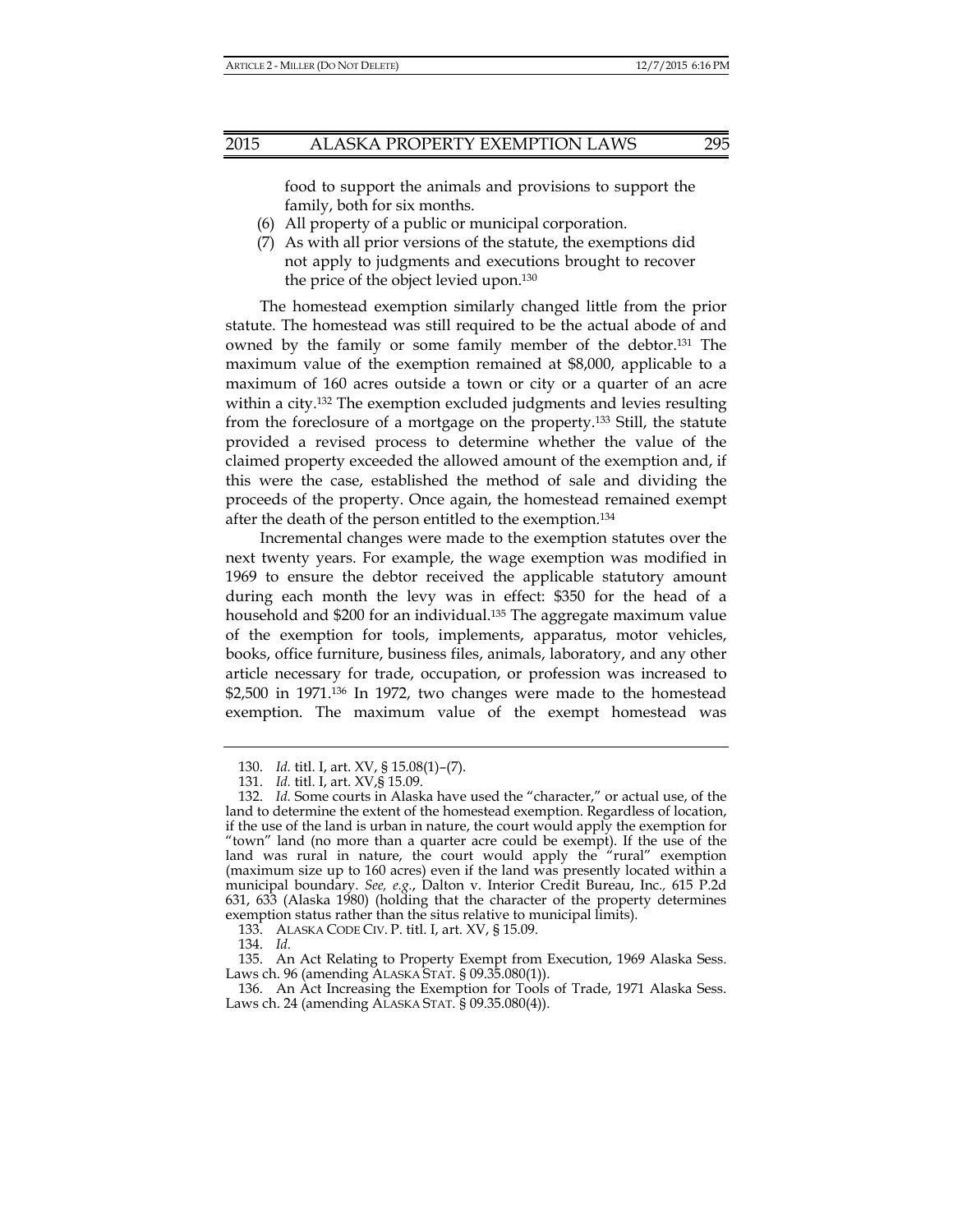food to support the animals and provisions to support the family, both for six months.

(6) All property of a public or municipal corporation.

(7) As with all prior versions of the statute, the exemptions did not apply to judgments and executions brought to recover the price of the object levied upon.[130]

The homestead exemption similarly changed little from the prior statute. The homestead was still required to be the actual abode of and owned by the family or some family member of the debtor.[131] The maximum value of the exemption remained at $8,000, applicable to a maximum of 160 acres outside a town or city or a quarter of an acre within a city.[132] The exemption excluded judgments and levies resulting from the foreclosure of a mortgage on the property.[133] Still, the statute provided a revised process to determine whether the value of the claimed property exceeded the allowed amount of the exemption and, if this were the case, established the method of sale and dividing the proceeds of the property. Once again, the homestead remained exempt after the death of the person entitled to the exemption.[134]

Incremental changes were made to the exemption statutes over the next twenty years. For example, the wage exemption was modified in 1969 to ensure the debtor received the applicable statutory amount during each month the levy was in effect: $350 for the head of a household and $200 for an individual.[135] The aggregate maximum value of the exemption for tools, implements, apparatus, motor vehicles, books, office furniture, business files, animals, laboratory, and any other article necessary for trade, occupation, or profession was increased to $2,500 in 1971.[136] In 1972, two changes were made to the homestead exemption. The maximum value of the exempt homestead was

---

130. *Id.* titl. I, art. XV, § 15.08(1)–(7).

131. *Id.* titl. I, art. XV,§ 15.09.

132. *Id.* Some courts in Alaska have used the "character," or actual use, of the land to determine the extent of the homestead exemption. Regardless of location, if the use of the land is urban in nature, the court would apply the exemption for "town" land (no more than a quarter acre could be exempt). If the use of the land was rural in nature, the court would apply the "rural" exemption (maximum size up to 160 acres) even if the land was presently located within a municipal boundary. *See, e.g.*, Dalton v. Interior Credit Bureau, Inc., 615 P.2d 631, 633 (Alaska 1980) (holding that the character of the property determines exemption status rather than the situs relative to municipal limits).

133. ALASKA CODE CIV. P. titl. I, art. XV, § 15.09.

134. *Id.*

135. An Act Relating to Property Exempt from Execution, 1969 Alaska Sess. Laws ch. 96 (amending ALASKA STAT. § 09.35.080(1)).

136. An Act Increasing the Exemption for Tools of Trade, 1971 Alaska Sess. Laws ch. 24 (amending ALASKA STAT. § 09.35.080(4)).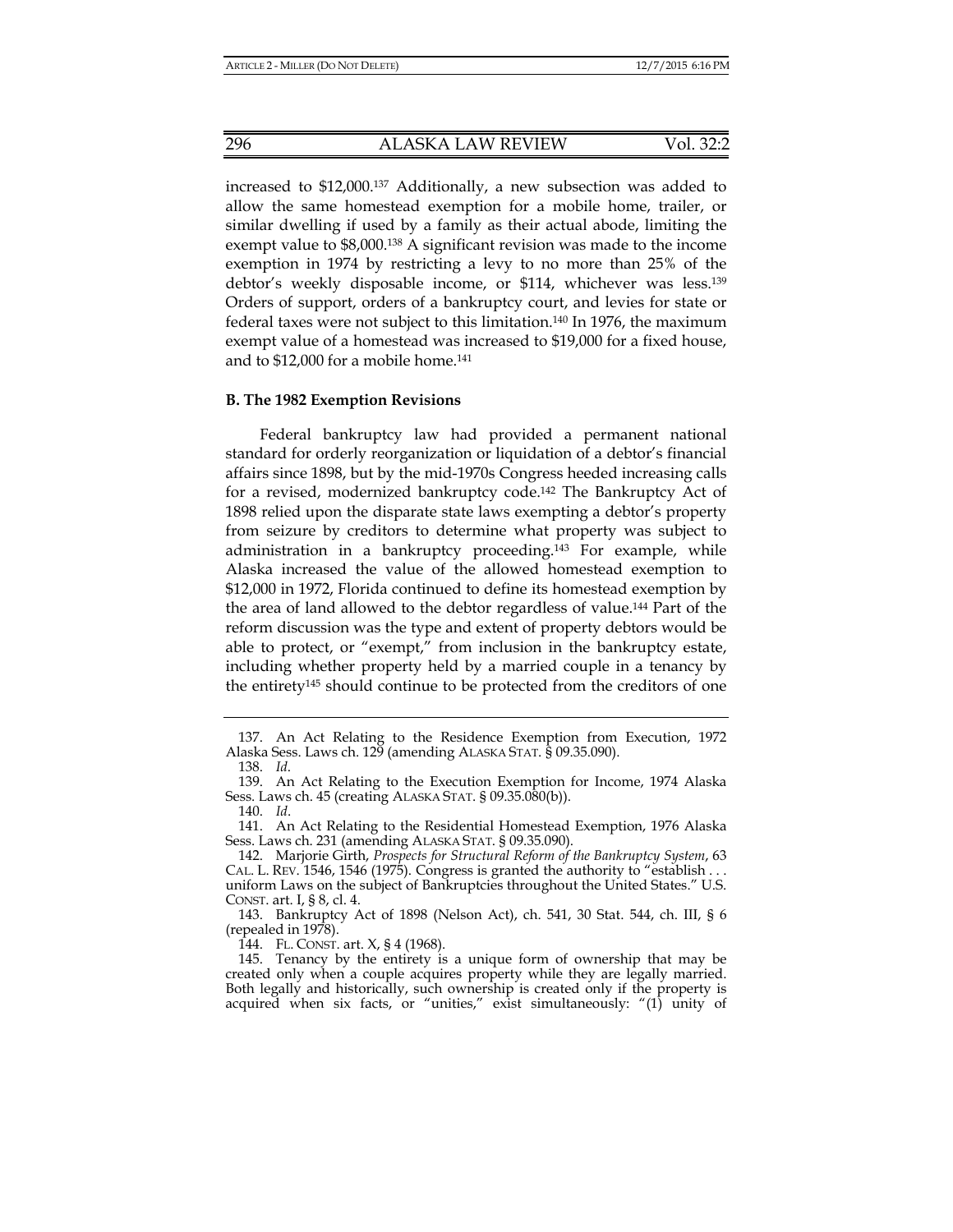increased to $12,000.[137] Additionally, a new subsection was added to allow the same homestead exemption for a mobile home, trailer, or similar dwelling if used by a family as their actual abode, limiting the exempt value to $8,000.[138] A significant revision was made to the income exemption in 1974 by restricting a levy to no more than 25% of the debtor's weekly disposable income, or $114, whichever was less.[139] Orders of support, orders of a bankruptcy court, and levies for state or federal taxes were not subject to this limitation.[140] In 1976, the maximum exempt value of a homestead was increased to $19,000 for a fixed house, and to $12,000 for a mobile home.[141]

### B. The 1982 Exemption Revisions

Federal bankruptcy law had provided a permanent national standard for orderly reorganization or liquidation of a debtor's financial affairs since 1898, but by the mid-1970s Congress heeded increasing calls for a revised, modernized bankruptcy code.[142] The Bankruptcy Act of 1898 relied upon the disparate state laws exempting a debtor's property from seizure by creditors to determine what property was subject to administration in a bankruptcy proceeding.[143] For example, while Alaska increased the value of the allowed homestead exemption to $12,000 in 1972, Florida continued to define its homestead exemption by the area of land allowed to the debtor regardless of value.[144] Part of the reform discussion was the type and extent of property debtors would be able to protect, or "exempt," from inclusion in the bankruptcy estate, including whether property held by a married couple in a tenancy by the entirety[145] should continue to be protected from the creditors of one

---

137. An Act Relating to the Residence Exemption from Execution, 1972 Alaska Sess. Laws ch. 129 (amending ALASKA STAT. § 09.35.090).

138. *Id*.

139. An Act Relating to the Execution Exemption for Income, 1974 Alaska Sess. Laws ch. 45 (creating ALASKA STAT. § 09.35.080(b)).

140. *Id*.

141. An Act Relating to the Residential Homestead Exemption, 1976 Alaska Sess. Laws ch. 231 (amending ALASKA STAT. § 09.35.090).

142. Marjorie Girth, *Prospects for Structural Reform of the Bankruptcy System*, 63 CAL. L. REV. 1546, 1546 (1975). Congress is granted the authority to "establish . . . uniform Laws on the subject of Bankruptcies throughout the United States." U.S. CONST. art. I, § 8, cl. 4.

143. Bankruptcy Act of 1898 (Nelson Act), ch. 541, 30 Stat. 544, ch. III, § 6 (repealed in 1978).

144. FL. CONST. art. X, § 4 (1968).

145. Tenancy by the entirety is a unique form of ownership that may be created only when a couple acquires property while they are legally married. Both legally and historically, such ownership is created only if the property is acquired when six facts, or "unities," exist simultaneously: "(1) unity of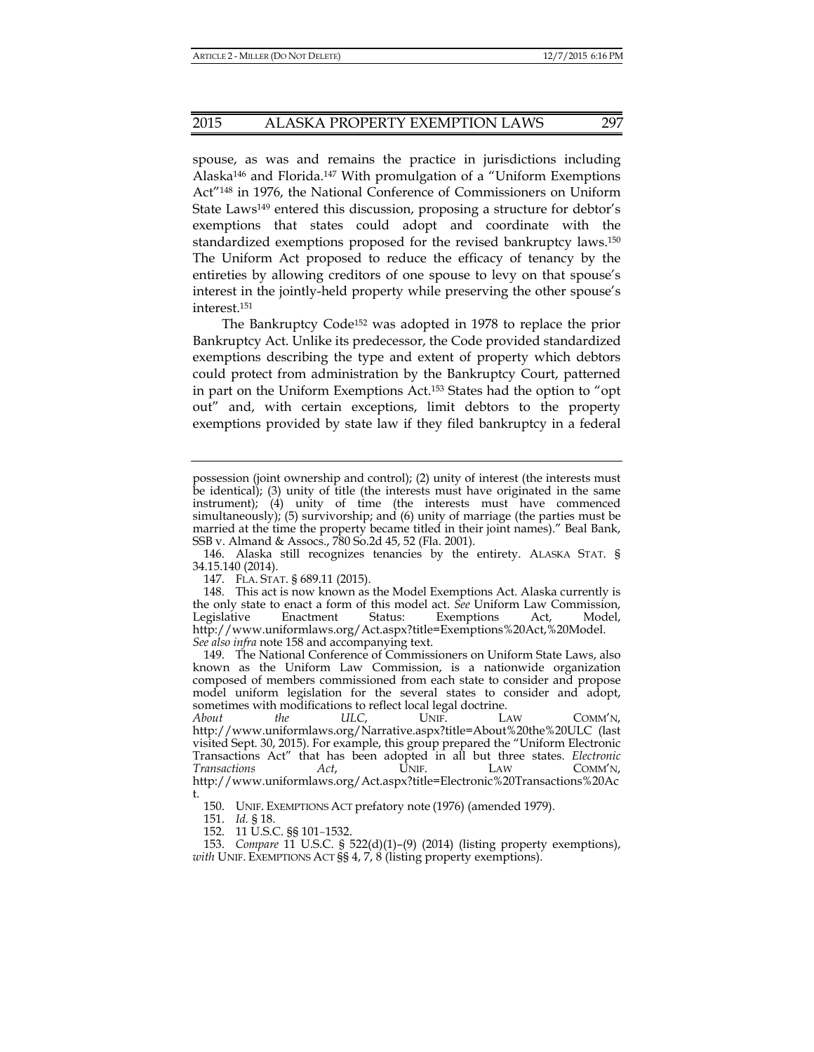spouse, as was and remains the practice in jurisdictions including Alaska[146] and Florida.[147] With promulgation of a "Uniform Exemptions Act"[148] in 1976, the National Conference of Commissioners on Uniform State Laws[149] entered this discussion, proposing a structure for debtor's exemptions that states could adopt and coordinate with the standardized exemptions proposed for the revised bankruptcy laws.[150] The Uniform Act proposed to reduce the efficacy of tenancy by the entireties by allowing creditors of one spouse to levy on that spouse's interest in the jointly-held property while preserving the other spouse's interest.[151]

The Bankruptcy Code[152] was adopted in 1978 to replace the prior Bankruptcy Act. Unlike its predecessor, the Code provided standardized exemptions describing the type and extent of property which debtors could protect from administration by the Bankruptcy Court, patterned in part on the Uniform Exemptions Act.[153] States had the option to "opt out" and, with certain exceptions, limit debtors to the property exemptions provided by state law if they filed bankruptcy in a federal

---

possession (joint ownership and control); (2) unity of interest (the interests must be identical); (3) unity of title (the interests must have originated in the same instrument); (4) unity of time (the interests must have commenced simultaneously); (5) survivorship; and (6) unity of marriage (the parties must be married at the time the property became titled in their joint names)." Beal Bank, SSB v. Almand & Assocs., 780 So.2d 45, 52 (Fla. 2001).

146. Alaska still recognizes tenancies by the entirety. ALASKA STAT. § 34.15.140 (2014).

147. FLA. STAT. § 689.11 (2015).

148. This act is now known as the Model Exemptions Act. Alaska currently is the only state to enact a form of this model act. *See* Uniform Law Commission, Legislative Enactment Status: Exemptions Act, Model, http://www.uniformlaws.org/Act.aspx?title=Exemptions%20Act,%20Model. *See also infra* note 158 and accompanying text.

149. The National Conference of Commissioners on Uniform State Laws, also known as the Uniform Law Commission, is a nationwide organization composed of members commissioned from each state to consider and propose model uniform legislation for the several states to consider and adopt, sometimes with modifications to reflect local legal doctrine. *About the ULC*, UNIF. LAW COMM'N, http://www.uniformlaws.org/Narrative.aspx?title=About%20the%20ULC (last visited Sept. 30, 2015). For example, this group prepared the "Uniform Electronic Transactions Act" that has been adopted in all but three states. *Electronic Transactions Act*, UNIF. LAW COMM'N, http://www.uniformlaws.org/Act.aspx?title=Electronic%20Transactions%20Act.

150. UNIF. EXEMPTIONS ACT prefatory note (1976) (amended 1979).

151. *Id.* § 18.

152. 11 U.S.C. §§ 101–1532.

153. *Compare* 11 U.S.C. § 522(d)(1)–(9) (2014) (listing property exemptions), *with* UNIF. EXEMPTIONS ACT §§ 4, 7, 8 (listing property exemptions).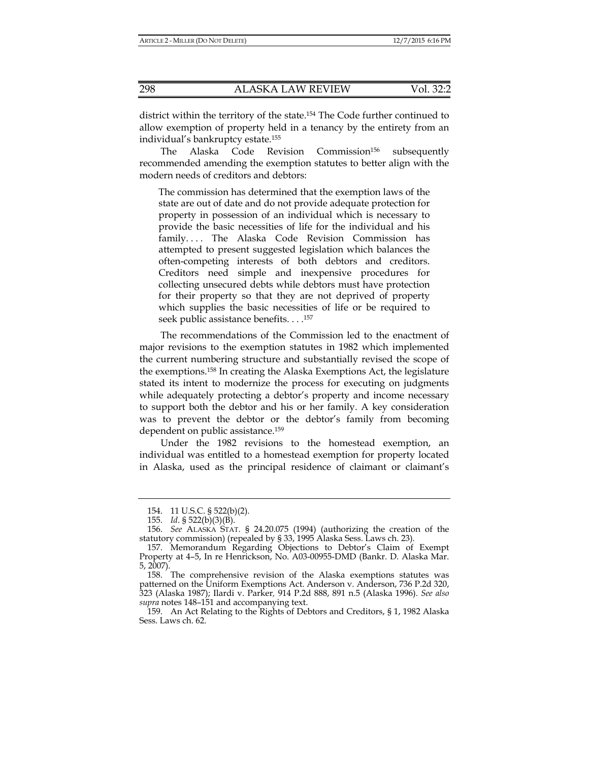district within the territory of the state.[154] The Code further continued to allow exemption of property held in a tenancy by the entirety from an individual's bankruptcy estate.[155]

The Alaska Code Revision Commission[156] subsequently recommended amending the exemption statutes to better align with the modern needs of creditors and debtors:

> The commission has determined that the exemption laws of the state are out of date and do not provide adequate protection for property in possession of an individual which is necessary to provide the basic necessities of life for the individual and his family. . . . The Alaska Code Revision Commission has attempted to present suggested legislation which balances the often-competing interests of both debtors and creditors. Creditors need simple and inexpensive procedures for collecting unsecured debts while debtors must have protection for their property so that they are not deprived of property which supplies the basic necessities of life or be required to seek public assistance benefits. . . .[157]

The recommendations of the Commission led to the enactment of major revisions to the exemption statutes in 1982 which implemented the current numbering structure and substantially revised the scope of the exemptions.[158] In creating the Alaska Exemptions Act, the legislature stated its intent to modernize the process for executing on judgments while adequately protecting a debtor's property and income necessary to support both the debtor and his or her family. A key consideration was to prevent the debtor or the debtor's family from becoming dependent on public assistance.[159]

Under the 1982 revisions to the homestead exemption, an individual was entitled to a homestead exemption for property located in Alaska, used as the principal residence of claimant or claimant's

---

154. 11 U.S.C. § 522(b)(2).

155. *Id*. § 522(b)(3)(B).

156. *See* ALASKA STAT. § 24.20.075 (1994) (authorizing the creation of the statutory commission) (repealed by § 33, 1995 Alaska Sess. Laws ch. 23).

157. Memorandum Regarding Objections to Debtor's Claim of Exempt Property at 4–5, In re Henrickson, No. A03-00955-DMD (Bankr. D. Alaska Mar. 5, 2007).

158. The comprehensive revision of the Alaska exemptions statutes was patterned on the Uniform Exemptions Act. Anderson v. Anderson, 736 P.2d 320, 323 (Alaska 1987); Ilardi v. Parker, 914 P.2d 888, 891 n.5 (Alaska 1996). *See also supra* notes 148–151 and accompanying text.

159. An Act Relating to the Rights of Debtors and Creditors, § 1, 1982 Alaska Sess. Laws ch. 62.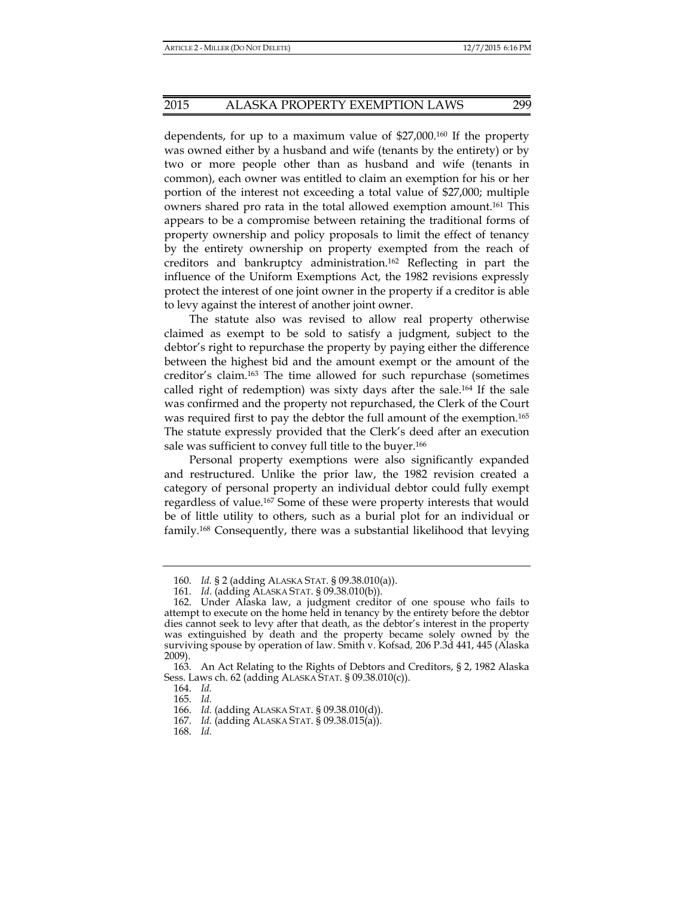dependents, for up to a maximum value of $27,000.[160] If the property was owned either by a husband and wife (tenants by the entirety) or by two or more people other than as husband and wife (tenants in common), each owner was entitled to claim an exemption for his or her portion of the interest not exceeding a total value of $27,000; multiple owners shared pro rata in the total allowed exemption amount.[161] This appears to be a compromise between retaining the traditional forms of property ownership and policy proposals to limit the effect of tenancy by the entirety ownership on property exempted from the reach of creditors and bankruptcy administration.[162] Reflecting in part the influence of the Uniform Exemptions Act, the 1982 revisions expressly protect the interest of one joint owner in the property if a creditor is able to levy against the interest of another joint owner.

The statute also was revised to allow real property otherwise claimed as exempt to be sold to satisfy a judgment, subject to the debtor's right to repurchase the property by paying either the difference between the highest bid and the amount exempt or the amount of the creditor's claim.[163] The time allowed for such repurchase (sometimes called right of redemption) was sixty days after the sale.[164] If the sale was confirmed and the property not repurchased, the Clerk of the Court was required first to pay the debtor the full amount of the exemption.[165] The statute expressly provided that the Clerk's deed after an execution sale was sufficient to convey full title to the buyer.[166]

Personal property exemptions were also significantly expanded and restructured. Unlike the prior law, the 1982 revision created a category of personal property an individual debtor could fully exempt regardless of value.[167] Some of these were property interests that would be of little utility to others, such as a burial plot for an individual or family.[168] Consequently, there was a substantial likelihood that levying

---

160. *Id.* § 2 (adding ALASKA STAT. § 09.38.010(a)).

161. *Id*. (adding ALASKA STAT. § 09.38.010(b)).

162. Under Alaska law, a judgment creditor of one spouse who fails to attempt to execute on the home held in tenancy by the entirety before the debtor dies cannot seek to levy after that death, as the debtor's interest in the property was extinguished by death and the property became solely owned by the surviving spouse by operation of law. Smith v. Kofsad, 206 P.3d 441, 445 (Alaska 2009).

163. An Act Relating to the Rights of Debtors and Creditors, § 2, 1982 Alaska Sess. Laws ch. 62 (adding ALASKA STAT. § 09.38.010(c)).

164. *Id.*

165. *Id.*

166. *Id.* (adding ALASKA STAT. § 09.38.010(d)).

167. *Id.* (adding ALASKA STAT. § 09.38.015(a)).

168. *Id.*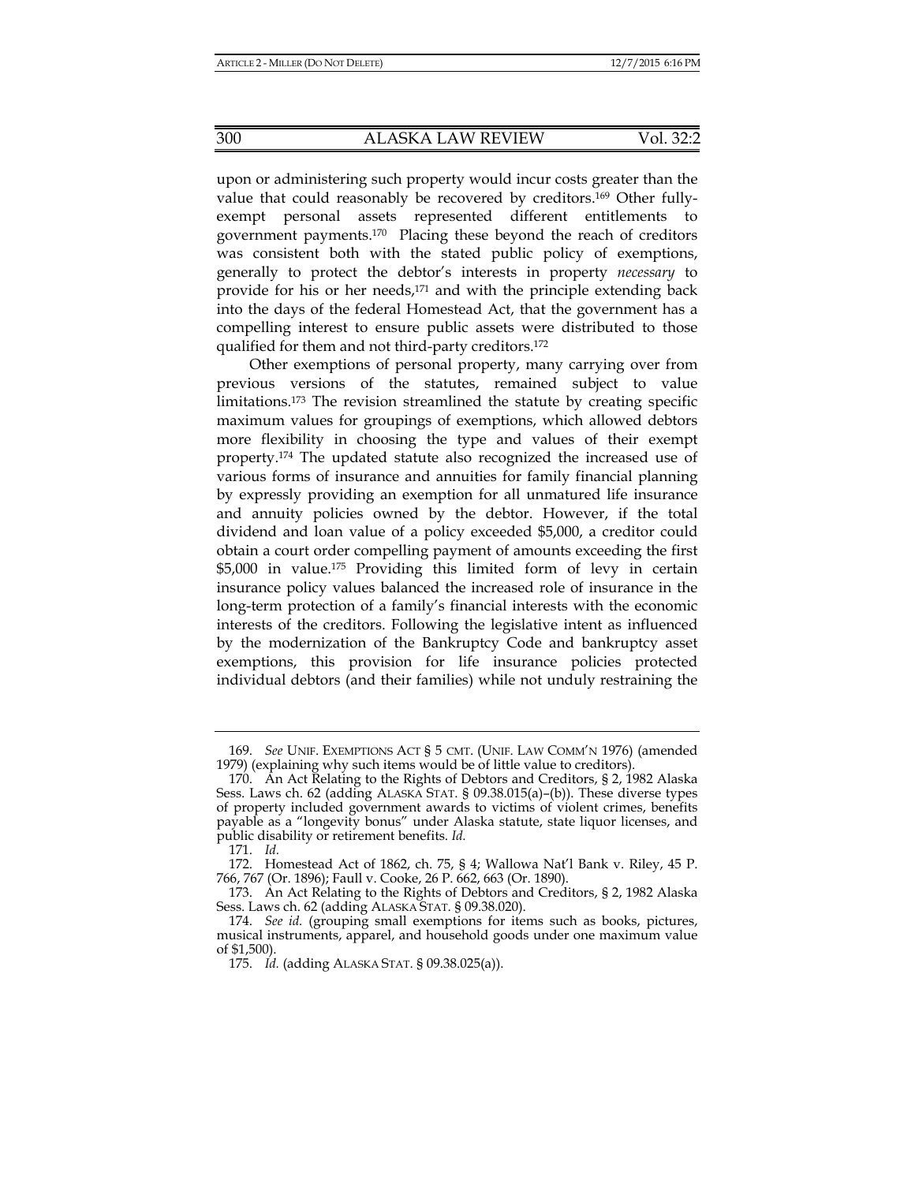upon or administering such property would incur costs greater than the value that could reasonably be recovered by creditors.[169] Other fully-exempt personal assets represented different entitlements to government payments.[170] Placing these beyond the reach of creditors was consistent both with the stated public policy of exemptions, generally to protect the debtor's interests in property *necessary* to provide for his or her needs,[171] and with the principle extending back into the days of the federal Homestead Act, that the government has a compelling interest to ensure public assets were distributed to those qualified for them and not third-party creditors.[172]

Other exemptions of personal property, many carrying over from previous versions of the statutes, remained subject to value limitations.[173] The revision streamlined the statute by creating specific maximum values for groupings of exemptions, which allowed debtors more flexibility in choosing the type and values of their exempt property.[174] The updated statute also recognized the increased use of various forms of insurance and annuities for family financial planning by expressly providing an exemption for all unmatured life insurance and annuity policies owned by the debtor. However, if the total dividend and loan value of a policy exceeded $5,000, a creditor could obtain a court order compelling payment of amounts exceeding the first $5,000 in value.[175] Providing this limited form of levy in certain insurance policy values balanced the increased role of insurance in the long-term protection of a family's financial interests with the economic interests of the creditors. Following the legislative intent as influenced by the modernization of the Bankruptcy Code and bankruptcy asset exemptions, this provision for life insurance policies protected individual debtors (and their families) while not unduly restraining the

---

169. *See* UNIF. EXEMPTIONS ACT § 5 CMT. (UNIF. LAW COMM'N 1976) (amended 1979) (explaining why such items would be of little value to creditors).

170. An Act Relating to the Rights of Debtors and Creditors, § 2, 1982 Alaska Sess. Laws ch. 62 (adding ALASKA STAT. § 09.38.015(a)–(b)). These diverse types of property included government awards to victims of violent crimes, benefits payable as a "longevity bonus" under Alaska statute, state liquor licenses, and public disability or retirement benefits. *Id.*

171. *Id.*

172. Homestead Act of 1862, ch. 75, § 4; Wallowa Nat'l Bank v. Riley, 45 P. 766, 767 (Or. 1896); Faull v. Cooke, 26 P. 662, 663 (Or. 1890).

173. An Act Relating to the Rights of Debtors and Creditors, § 2, 1982 Alaska Sess. Laws ch. 62 (adding ALASKA STAT. § 09.38.020).

174. *See id.* (grouping small exemptions for items such as books, pictures, musical instruments, apparel, and household goods under one maximum value of $1,500).

175. *Id.* (adding ALASKA STAT. § 09.38.025(a)).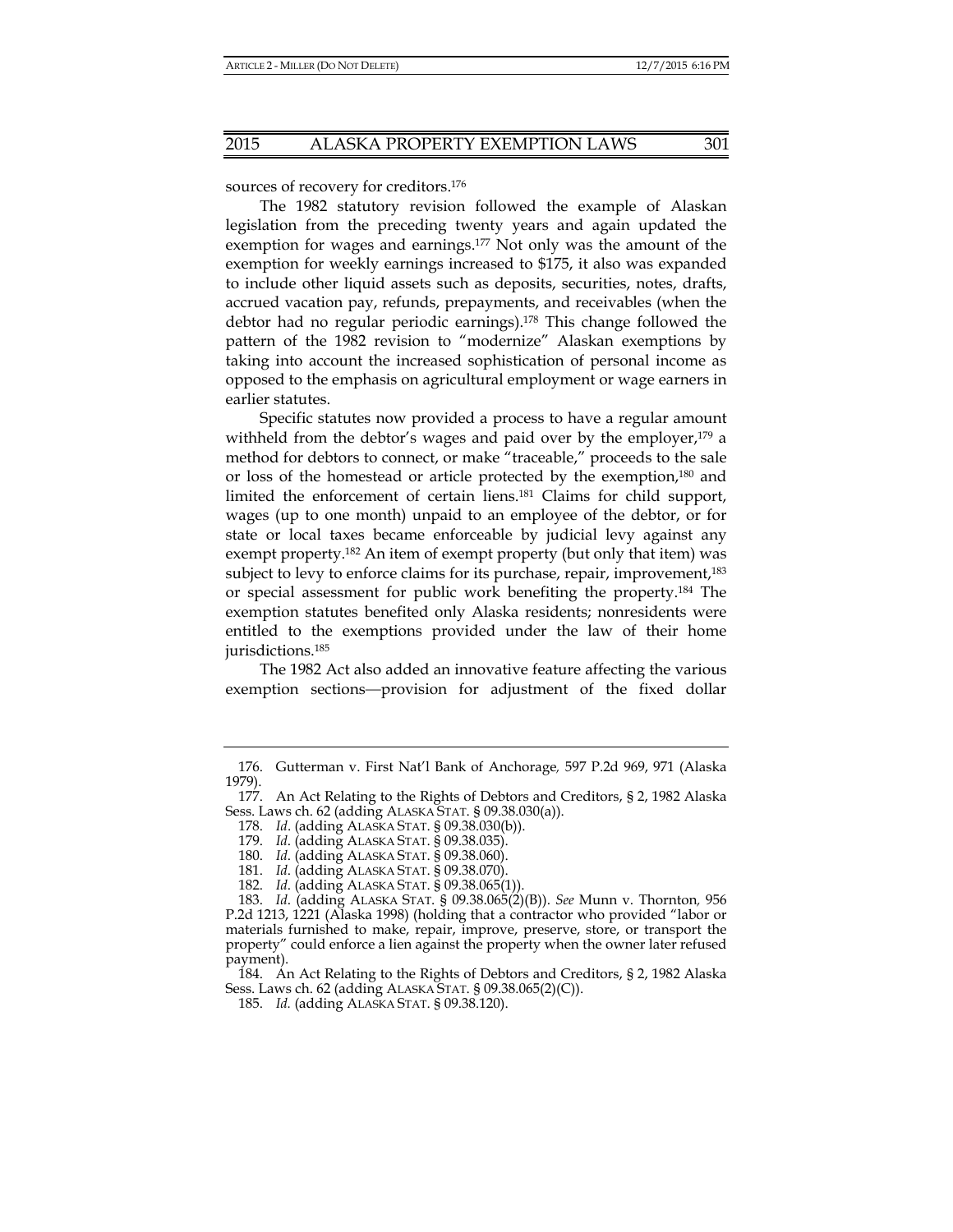sources of recovery for creditors.[176]

The 1982 statutory revision followed the example of Alaskan legislation from the preceding twenty years and again updated the exemption for wages and earnings.[177] Not only was the amount of the exemption for weekly earnings increased to $175, it also was expanded to include other liquid assets such as deposits, securities, notes, drafts, accrued vacation pay, refunds, prepayments, and receivables (when the debtor had no regular periodic earnings).[178] This change followed the pattern of the 1982 revision to "modernize" Alaskan exemptions by taking into account the increased sophistication of personal income as opposed to the emphasis on agricultural employment or wage earners in earlier statutes.

Specific statutes now provided a process to have a regular amount withheld from the debtor's wages and paid over by the employer,[179] a method for debtors to connect, or make "traceable," proceeds to the sale or loss of the homestead or article protected by the exemption,[180] and limited the enforcement of certain liens.[181] Claims for child support, wages (up to one month) unpaid to an employee of the debtor, or for state or local taxes became enforceable by judicial levy against any exempt property.[182] An item of exempt property (but only that item) was subject to levy to enforce claims for its purchase, repair, improvement,[183] or special assessment for public work benefiting the property.[184] The exemption statutes benefited only Alaska residents; nonresidents were entitled to the exemptions provided under the law of their home jurisdictions.[185]

The 1982 Act also added an innovative feature affecting the various exemption sections—provision for adjustment of the fixed dollar

---

176. Gutterman v. First Nat'l Bank of Anchorage, 597 P.2d 969, 971 (Alaska 1979).

177. An Act Relating to the Rights of Debtors and Creditors, § 2, 1982 Alaska Sess. Laws ch. 62 (adding ALASKA STAT. § 09.38.030(a)).

178. *Id*. (adding ALASKA STAT. § 09.38.030(b)).

179. *Id*. (adding ALASKA STAT. § 09.38.035).

180. *Id*. (adding ALASKA STAT. § 09.38.060).

181. *Id*. (adding ALASKA STAT. § 09.38.070).

182. *Id*. (adding ALASKA STAT. § 09.38.065(1)).

183. *Id*. (adding ALASKA STAT. § 09.38.065(2)(B)). *See* Munn v. Thornton, 956 P.2d 1213, 1221 (Alaska 1998) (holding that a contractor who provided "labor or materials furnished to make, repair, improve, preserve, store, or transport the property" could enforce a lien against the property when the owner later refused payment).

184. An Act Relating to the Rights of Debtors and Creditors, § 2, 1982 Alaska Sess. Laws ch. 62 (adding ALASKA STAT. § 09.38.065(2)(C)).

185. *Id.* (adding ALASKA STAT. § 09.38.120).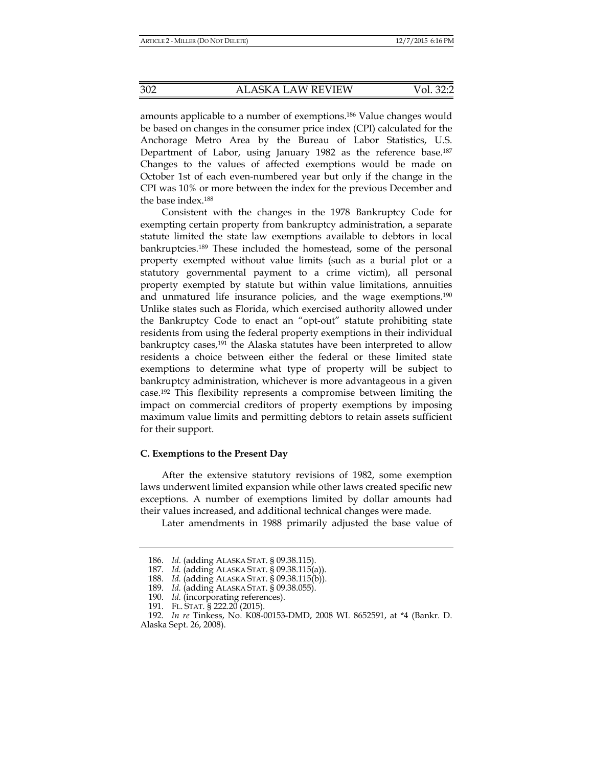amounts applicable to a number of exemptions.[186] Value changes would be based on changes in the consumer price index (CPI) calculated for the Anchorage Metro Area by the Bureau of Labor Statistics, U.S. Department of Labor, using January 1982 as the reference base.[187] Changes to the values of affected exemptions would be made on October 1st of each even-numbered year but only if the change in the CPI was 10% or more between the index for the previous December and the base index.[188]

Consistent with the changes in the 1978 Bankruptcy Code for exempting certain property from bankruptcy administration, a separate statute limited the state law exemptions available to debtors in local bankruptcies.[189] These included the homestead, some of the personal property exempted without value limits (such as a burial plot or a statutory governmental payment to a crime victim), all personal property exempted by statute but within value limitations, annuities and unmatured life insurance policies, and the wage exemptions.[190] Unlike states such as Florida, which exercised authority allowed under the Bankruptcy Code to enact an "opt-out" statute prohibiting state residents from using the federal property exemptions in their individual bankruptcy cases,[191] the Alaska statutes have been interpreted to allow residents a choice between either the federal or these limited state exemptions to determine what type of property will be subject to bankruptcy administration, whichever is more advantageous in a given case.[192] This flexibility represents a compromise between limiting the impact on commercial creditors of property exemptions by imposing maximum value limits and permitting debtors to retain assets sufficient for their support.

### C. Exemptions to the Present Day

After the extensive statutory revisions of 1982, some exemption laws underwent limited expansion while other laws created specific new exceptions. A number of exemptions limited by dollar amounts had their values increased, and additional technical changes were made.

Later amendments in 1988 primarily adjusted the base value of

---

186. *Id.* (adding ALASKA STAT. § 09.38.115).

187. *Id.* (adding ALASKA STAT. § 09.38.115(a)).

188. *Id.* (adding ALASKA STAT. § 09.38.115(b)).

189. *Id.* (adding ALASKA STAT. § 09.38.055).

190. *Id.* (incorporating references).

191. FL. STAT. § 222.20 (2015).

192. *In re* Tinkess, No. K08-00153-DMD, 2008 WL 8652591, at *4 (Bankr. D. Alaska Sept. 26, 2008).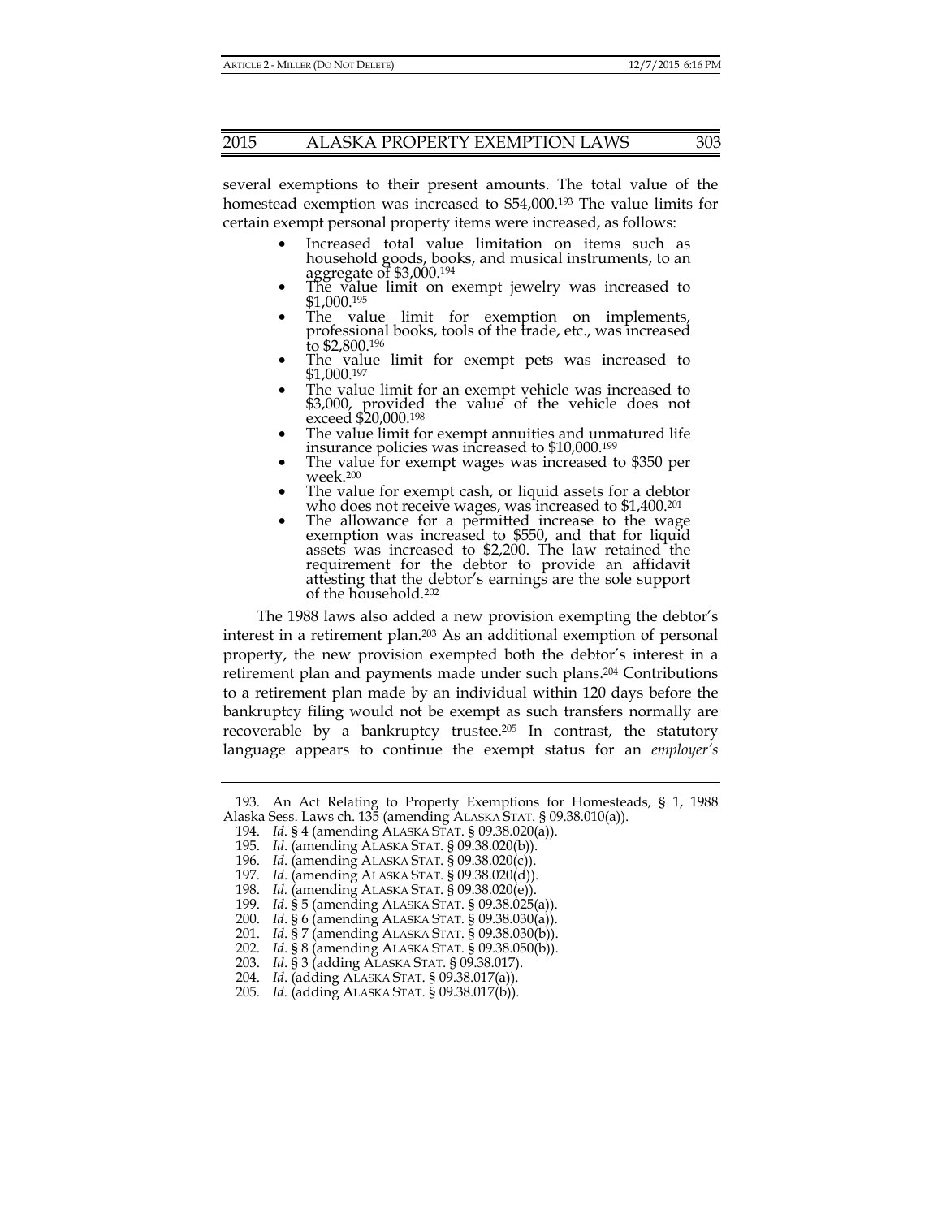several exemptions to their present amounts. The total value of the homestead exemption was increased to $54,000.[193] The value limits for certain exempt personal property items were increased, as follows:

- Increased total value limitation on items such as household goods, books, and musical instruments, to an aggregate of $3,000.[194]
- The value limit on exempt jewelry was increased to $1,000.[195]
- The value limit for exemption on implements, professional books, tools of the trade, etc., was increased to $2,800.[196]
- The value limit for exempt pets was increased to $1,000.[197]
- The value limit for an exempt vehicle was increased to $3,000, provided the value of the vehicle does not exceed $20,000.[198]
- The value limit for exempt annuities and unmatured life insurance policies was increased to $10,000.[199]
- The value for exempt wages was increased to $350 per week.[200]
- The value for exempt cash, or liquid assets for a debtor who does not receive wages, was increased to $1,400.[201]
- The allowance for a permitted increase to the wage exemption was increased to $550, and that for liquid assets was increased to $2,200. The law retained the requirement for the debtor to provide an affidavit attesting that the debtor's earnings are the sole support of the household.[202]

The 1988 laws also added a new provision exempting the debtor's interest in a retirement plan.[203] As an additional exemption of personal property, the new provision exempted both the debtor's interest in a retirement plan and payments made under such plans.[204] Contributions to a retirement plan made by an individual within 120 days before the bankruptcy filing would not be exempt as such transfers normally are recoverable by a bankruptcy trustee.[205] In contrast, the statutory language appears to continue the exempt status for an *employer's*

---

193. An Act Relating to Property Exemptions for Homesteads, § 1, 1988 Alaska Sess. Laws ch. 135 (amending ALASKA STAT. § 09.38.010(a)).

194. *Id*. § 4 (amending ALASKA STAT. § 09.38.020(a)).

195. *Id*. (amending ALASKA STAT. § 09.38.020(b)).

196. *Id*. (amending ALASKA STAT. § 09.38.020(c)).

197. *Id*. (amending ALASKA STAT. § 09.38.020(d)).

198. *Id*. (amending ALASKA STAT. § 09.38.020(e)).

199. *Id*. § 5 (amending ALASKA STAT. § 09.38.025(a)).

200. *Id*. § 6 (amending ALASKA STAT. § 09.38.030(a)).

201. *Id*. § 7 (amending ALASKA STAT. § 09.38.030(b)).

202. *Id*. § 8 (amending ALASKA STAT. § 09.38.050(b)).

203. *Id*. § 3 (adding ALASKA STAT. § 09.38.017).

204. *Id*. (adding ALASKA STAT. § 09.38.017(a)).

205. *Id*. (adding ALASKA STAT. § 09.38.017(b)).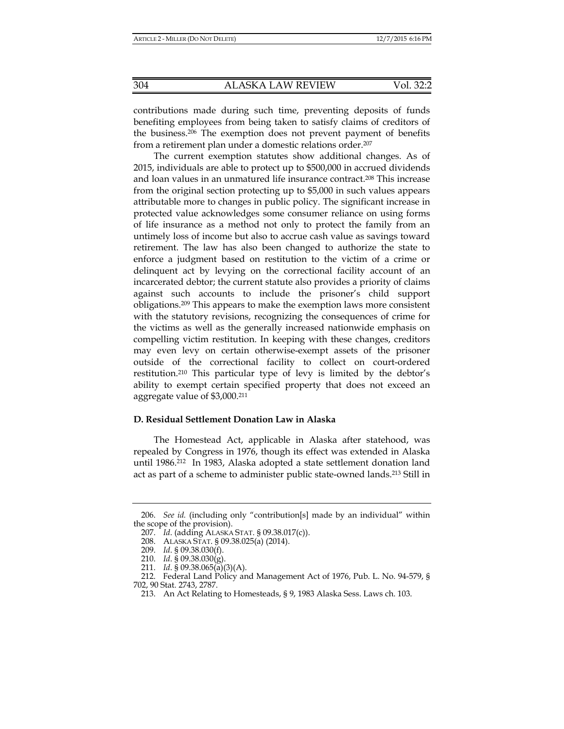contributions made during such time, preventing deposits of funds benefiting employees from being taken to satisfy claims of creditors of the business.[206] The exemption does not prevent payment of benefits from a retirement plan under a domestic relations order.[207]

The current exemption statutes show additional changes. As of 2015, individuals are able to protect up to $500,000 in accrued dividends and loan values in an unmatured life insurance contract.[208] This increase from the original section protecting up to $5,000 in such values appears attributable more to changes in public policy. The significant increase in protected value acknowledges some consumer reliance on using forms of life insurance as a method not only to protect the family from an untimely loss of income but also to accrue cash value as savings toward retirement. The law has also been changed to authorize the state to enforce a judgment based on restitution to the victim of a crime or delinquent act by levying on the correctional facility account of an incarcerated debtor; the current statute also provides a priority of claims against such accounts to include the prisoner's child support obligations.[209] This appears to make the exemption laws more consistent with the statutory revisions, recognizing the consequences of crime for the victims as well as the generally increased nationwide emphasis on compelling victim restitution. In keeping with these changes, creditors may even levy on certain otherwise-exempt assets of the prisoner outside of the correctional facility to collect on court-ordered restitution.[210] This particular type of levy is limited by the debtor's ability to exempt certain specified property that does not exceed an aggregate value of $3,000.[211]

### D. Residual Settlement Donation Law in Alaska

The Homestead Act, applicable in Alaska after statehood, was repealed by Congress in 1976, though its effect was extended in Alaska until 1986.[212] In 1983, Alaska adopted a state settlement donation land act as part of a scheme to administer public state-owned lands.[213] Still in

---

206. *See id.* (including only "contribution[s] made by an individual" within the scope of the provision).

207. *Id*. (adding ALASKA STAT. § 09.38.017(c)).

208. ALASKA STAT. § 09.38.025(a) (2014).

209. *Id*. § 09.38.030(f).

210. *Id*. § 09.38.030(g).

211. *Id*. § 09.38.065(a)(3)(A).

212. Federal Land Policy and Management Act of 1976, Pub. L. No. 94-579, § 702, 90 Stat. 2743, 2787.

213. An Act Relating to Homesteads, § 9, 1983 Alaska Sess. Laws ch. 103.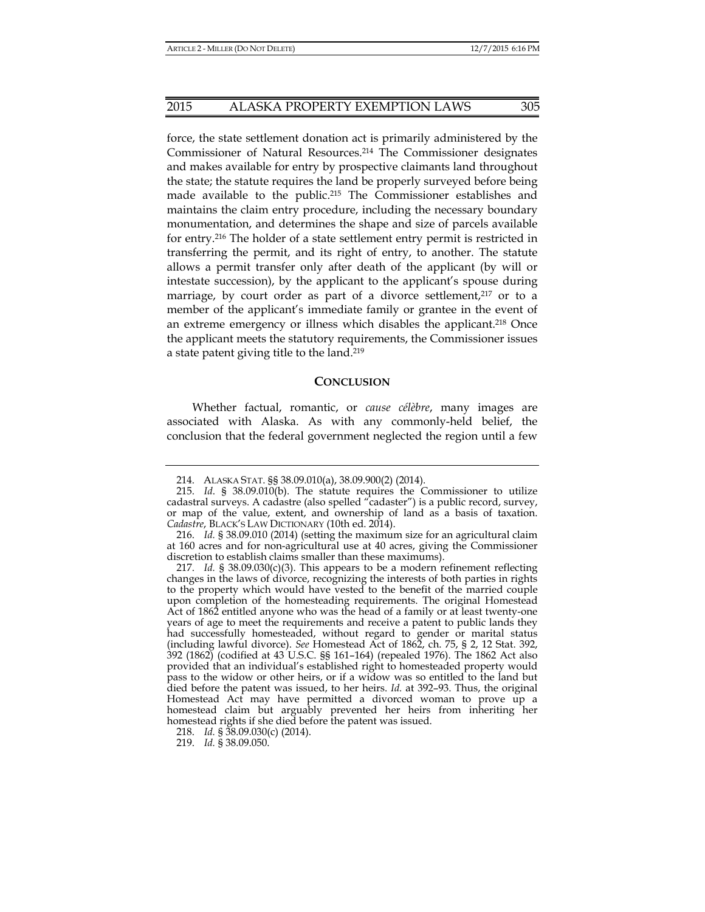force, the state settlement donation act is primarily administered by the Commissioner of Natural Resources.[214] The Commissioner designates and makes available for entry by prospective claimants land throughout the state; the statute requires the land be properly surveyed before being made available to the public.[215] The Commissioner establishes and maintains the claim entry procedure, including the necessary boundary monumentation, and determines the shape and size of parcels available for entry.[216] The holder of a state settlement entry permit is restricted in transferring the permit, and its right of entry, to another. The statute allows a permit transfer only after death of the applicant (by will or intestate succession), by the applicant to the applicant's spouse during marriage, by court order as part of a divorce settlement,[217] or to a member of the applicant's immediate family or grantee in the event of an extreme emergency or illness which disables the applicant.[218] Once the applicant meets the statutory requirements, the Commissioner issues a state patent giving title to the land.[219]

## CONCLUSION

Whether factual, romantic, or *cause célèbre*, many images are associated with Alaska. As with any commonly-held belief, the conclusion that the federal government neglected the region until a few

---

214. ALASKA STAT. §§ 38.09.010(a), 38.09.900(2) (2014).

215. *Id*. § 38.09.010(b). The statute requires the Commissioner to utilize cadastral surveys. A cadastre (also spelled "cadaster") is a public record, survey, or map of the value, extent, and ownership of land as a basis of taxation. *Cadastre*, BLACK'S LAW DICTIONARY (10th ed. 2014).

216. *Id.* § 38.09.010 (2014) (setting the maximum size for an agricultural claim at 160 acres and for non-agricultural use at 40 acres, giving the Commissioner discretion to establish claims smaller than these maximums).

217. *Id.* § 38.09.030(c)(3). This appears to be a modern refinement reflecting changes in the laws of divorce, recognizing the interests of both parties in rights to the property which would have vested to the benefit of the married couple upon completion of the homesteading requirements. The original Homestead Act of 1862 entitled anyone who was the head of a family or at least twenty-one years of age to meet the requirements and receive a patent to public lands they had successfully homesteaded, without regard to gender or marital status (including lawful divorce). *See* Homestead Act of 1862, ch. 75, § 2, 12 Stat. 392, 392 (1862) (codified at 43 U.S.C. §§ 161–164) (repealed 1976). The 1862 Act also provided that an individual's established right to homesteaded property would pass to the widow or other heirs, or if a widow was so entitled to the land but died before the patent was issued, to her heirs. *Id.* at 392–93. Thus, the original Homestead Act may have permitted a divorced woman to prove up a homestead claim but arguably prevented her heirs from inheriting her homestead rights if she died before the patent was issued.

218. *Id.* § 38.09.030(c) (2014).

219. *Id.* § 38.09.050.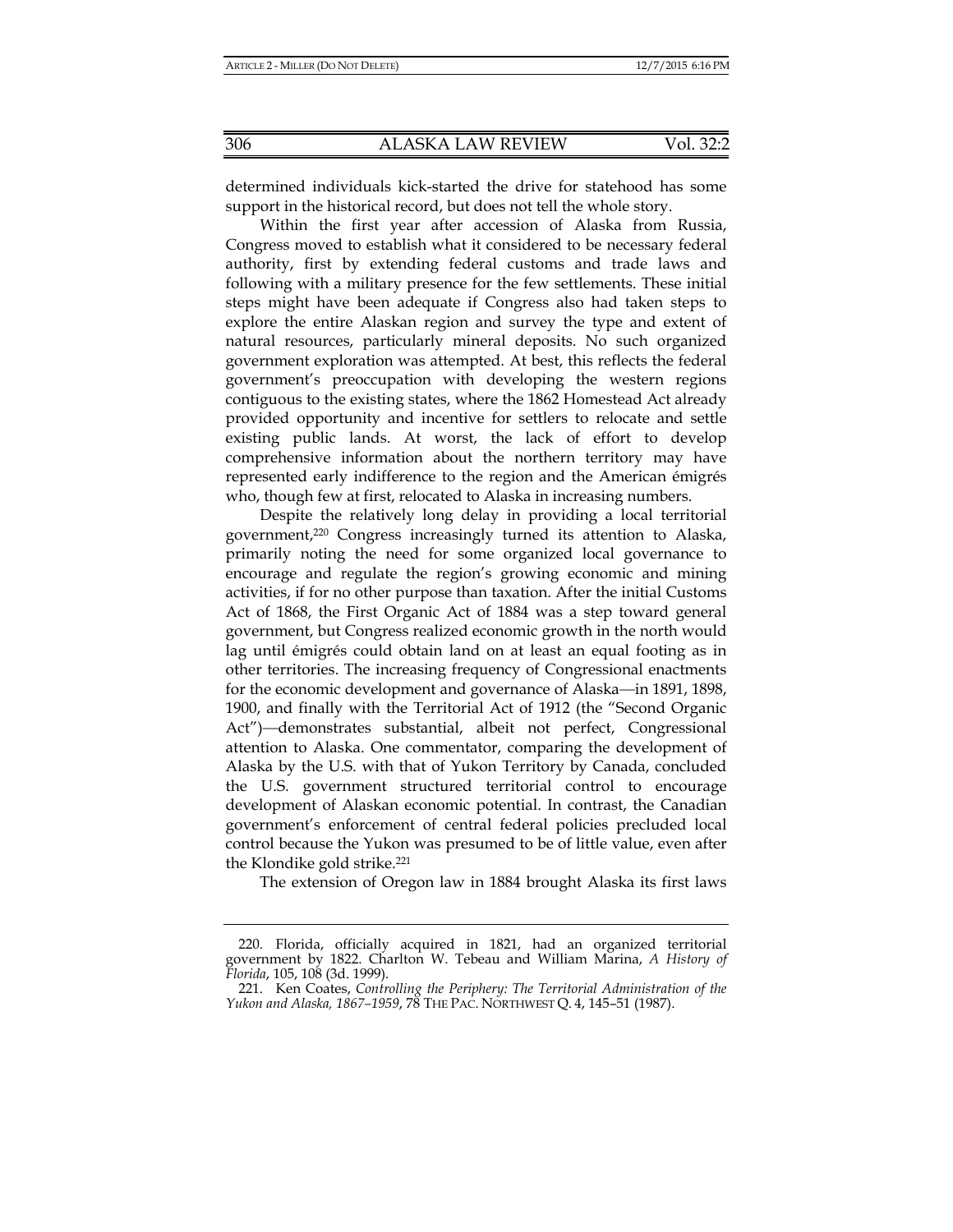determined individuals kick-started the drive for statehood has some support in the historical record, but does not tell the whole story.

Within the first year after accession of Alaska from Russia, Congress moved to establish what it considered to be necessary federal authority, first by extending federal customs and trade laws and following with a military presence for the few settlements. These initial steps might have been adequate if Congress also had taken steps to explore the entire Alaskan region and survey the type and extent of natural resources, particularly mineral deposits. No such organized government exploration was attempted. At best, this reflects the federal government's preoccupation with developing the western regions contiguous to the existing states, where the 1862 Homestead Act already provided opportunity and incentive for settlers to relocate and settle existing public lands. At worst, the lack of effort to develop comprehensive information about the northern territory may have represented early indifference to the region and the American émigrés who, though few at first, relocated to Alaska in increasing numbers.

Despite the relatively long delay in providing a local territorial government,[220] Congress increasingly turned its attention to Alaska, primarily noting the need for some organized local governance to encourage and regulate the region's growing economic and mining activities, if for no other purpose than taxation. After the initial Customs Act of 1868, the First Organic Act of 1884 was a step toward general government, but Congress realized economic growth in the north would lag until émigrés could obtain land on at least an equal footing as in other territories. The increasing frequency of Congressional enactments for the economic development and governance of Alaska—in 1891, 1898, 1900, and finally with the Territorial Act of 1912 (the "Second Organic Act")—demonstrates substantial, albeit not perfect, Congressional attention to Alaska. One commentator, comparing the development of Alaska by the U.S. with that of Yukon Territory by Canada, concluded the U.S. government structured territorial control to encourage development of Alaskan economic potential. In contrast, the Canadian government's enforcement of central federal policies precluded local control because the Yukon was presumed to be of little value, even after the Klondike gold strike.[221]

The extension of Oregon law in 1884 brought Alaska its first laws

---

220. Florida, officially acquired in 1821, had an organized territorial government by 1822. Charlton W. Tebeau and William Marina, *A History of Florida*, 105, 108 (3d. 1999).

221. Ken Coates, *Controlling the Periphery: The Territorial Administration of the Yukon and Alaska, 1867–1959*, 78 THE PAC. NORTHWEST Q. 4, 145–51 (1987).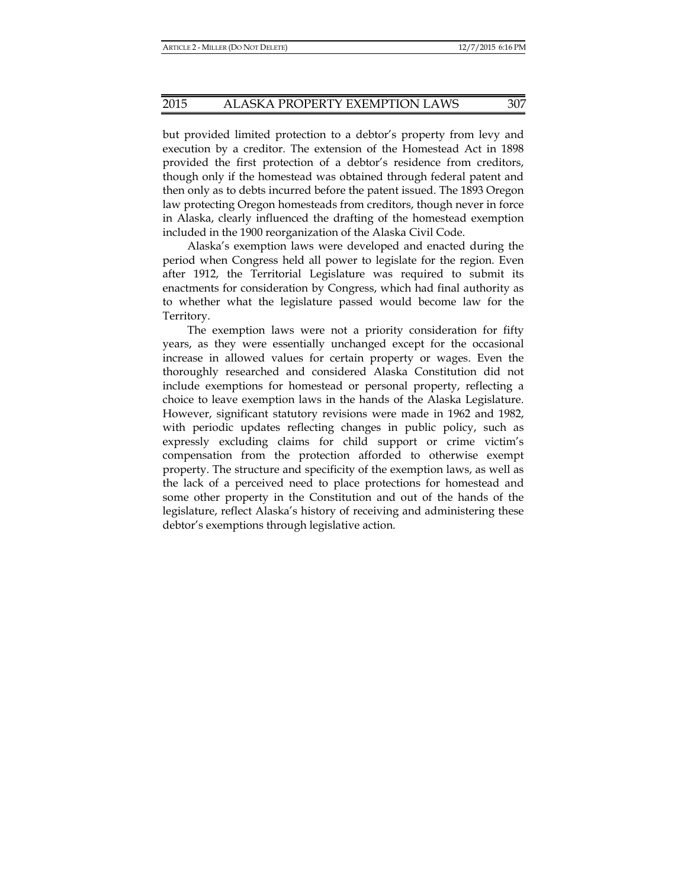but provided limited protection to a debtor's property from levy and execution by a creditor. The extension of the Homestead Act in 1898 provided the first protection of a debtor's residence from creditors, though only if the homestead was obtained through federal patent and then only as to debts incurred before the patent issued. The 1893 Oregon law protecting Oregon homesteads from creditors, though never in force in Alaska, clearly influenced the drafting of the homestead exemption included in the 1900 reorganization of the Alaska Civil Code.

Alaska's exemption laws were developed and enacted during the period when Congress held all power to legislate for the region. Even after 1912, the Territorial Legislature was required to submit its enactments for consideration by Congress, which had final authority as to whether what the legislature passed would become law for the Territory.

The exemption laws were not a priority consideration for fifty years, as they were essentially unchanged except for the occasional increase in allowed values for certain property or wages. Even the thoroughly researched and considered Alaska Constitution did not include exemptions for homestead or personal property, reflecting a choice to leave exemption laws in the hands of the Alaska Legislature. However, significant statutory revisions were made in 1962 and 1982, with periodic updates reflecting changes in public policy, such as expressly excluding claims for child support or crime victim's compensation from the protection afforded to otherwise exempt property. The structure and specificity of the exemption laws, as well as the lack of a perceived need to place protections for homestead and some other property in the Constitution and out of the hands of the legislature, reflect Alaska's history of receiving and administering these debtor's exemptions through legislative action.